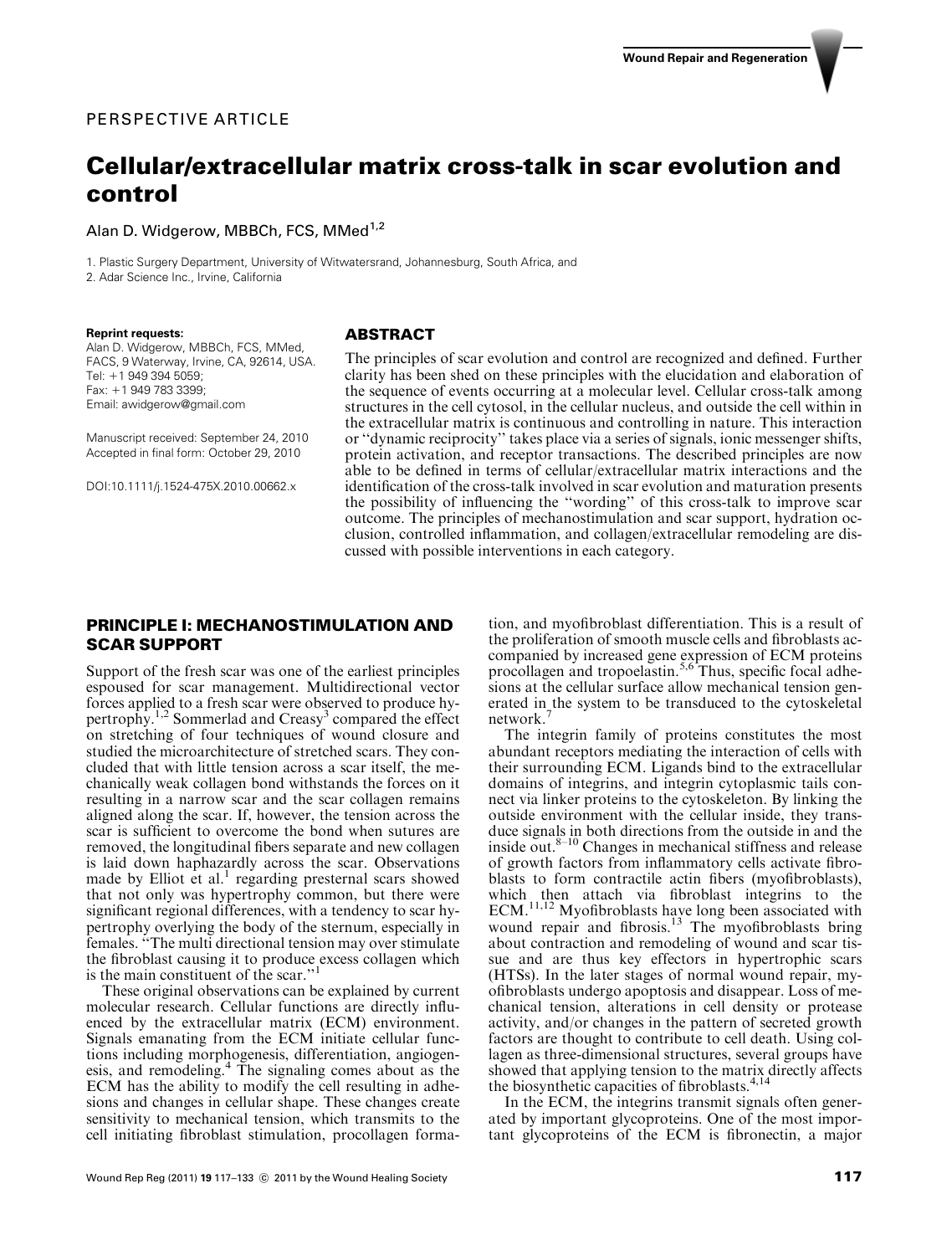PERSPECTIVE ARTICLE

# Cellular/extracellular matrix cross-talk in scar evolution and control

Alan D. Widgerow, MBBCh, FCS, MMed[1,2]

1. Plastic Surgery Department, University of Witwatersrand, Johannesburg, South Africa, and
2. Adar Science Inc., Irvine, California

**Reprint requests:**
Alan D. Widgerow, MBBCh, FCS, MMed, FACS, 9 Waterway, Irvine, CA, 92614, USA.
Tel: +1 949 394 5059;
Fax: +1 949 783 3399;
Email: awidgerow@gmail.com

Manuscript received: September 24, 2010
Accepted in final form: October 29, 2010

DOI:10.1111/j.1524-475X.2010.00662.x

## ABSTRACT

The principles of scar evolution and control are recognized and defined. Further clarity has been shed on these principles with the elucidation and elaboration of the sequence of events occurring at a molecular level. Cellular cross-talk among structures in the cell cytosol, in the cellular nucleus, and outside the cell within in the extracellular matrix is continuous and controlling in nature. This interaction or "dynamic reciprocity" takes place via a series of signals, ionic messenger shifts, protein activation, and receptor transactions. The described principles are now able to be defined in terms of cellular/extracellular matrix interactions and the identification of the cross-talk involved in scar evolution and maturation presents the possibility of influencing the "wording" of this cross-talk to improve scar outcome. The principles of mechanostimulation and scar support, hydration occlusion, controlled inflammation, and collagen/extracellular remodeling are discussed with possible interventions in each category.

## PRINCIPLE I: MECHANOSTIMULATION AND SCAR SUPPORT

Support of the fresh scar was one of the earliest principles espoused for scar management. Multidirectional vector forces applied to a fresh scar were observed to produce hypertrophy.[1,2] Sommerlad and Creasy[3] compared the effect on stretching of four techniques of wound closure and studied the microarchitecture of stretched scars. They concluded that with little tension across a scar itself, the mechanically weak collagen bond withstands the forces on it resulting in a narrow scar and the scar collagen remains aligned along the scar. If, however, the tension across the scar is sufficient to overcome the bond when sutures are removed, the longitudinal fibers separate and new collagen is laid down haphazardly across the scar. Observations made by Elliot et al.[1] regarding presternal scars showed that not only was hypertrophy common, but there were significant regional differences, with a tendency to scar hypertrophy overlying the body of the sternum, especially in females. "The multi directional tension may over stimulate the fibroblast causing it to produce excess collagen which is the main constituent of the scar."[1]

These original observations can be explained by current molecular research. Cellular functions are directly influenced by the extracellular matrix (ECM) environment. Signals emanating from the ECM initiate cellular functions including morphogenesis, differentiation, angiogenesis, and remodeling.[4] The signaling comes about as the ECM has the ability to modify the cell resulting in adhesions and changes in cellular shape. These changes create sensitivity to mechanical tension, which transmits to the cell initiating fibroblast stimulation, procollagen formation, and myofibroblast differentiation. This is a result of the proliferation of smooth muscle cells and fibroblasts accompanied by increased gene expression of ECM proteins procollagen and tropoelastin.[5,6] Thus, specific focal adhesions at the cellular surface allow mechanical tension generated in the system to be transduced to the cytoskeletal network.[7]

The integrin family of proteins constitutes the most abundant receptors mediating the interaction of cells with their surrounding ECM. Ligands bind to the extracellular domains of integrins, and integrin cytoplasmic tails connect via linker proteins to the cytoskeleton. By linking the outside environment with the cellular inside, they transduce signals in both directions from the outside in and the inside out.[8–10] Changes in mechanical stiffness and release of growth factors from inflammatory cells activate fibroblasts to form contractile actin fibers (myofibroblasts), which then attach via fibroblast integrins to the ECM.[11,12] Myofibroblasts have long been associated with wound repair and fibrosis.[13] The myofibroblasts bring about contraction and remodeling of wound and scar tissue and are thus key effectors in hypertrophic scars (HTSs). In the later stages of normal wound repair, myofibroblasts undergo apoptosis and disappear. Loss of mechanical tension, alterations in cell density or protease activity, and/or changes in the pattern of secreted growth factors are thought to contribute to cell death. Using collagen as three-dimensional structures, several groups have showed that applying tension to the matrix directly affects the biosynthetic capacities of fibroblasts.[4,14]

In the ECM, the integrins transmit signals often generated by important glycoproteins. One of the most important glycoproteins of the ECM is fibronectin, a major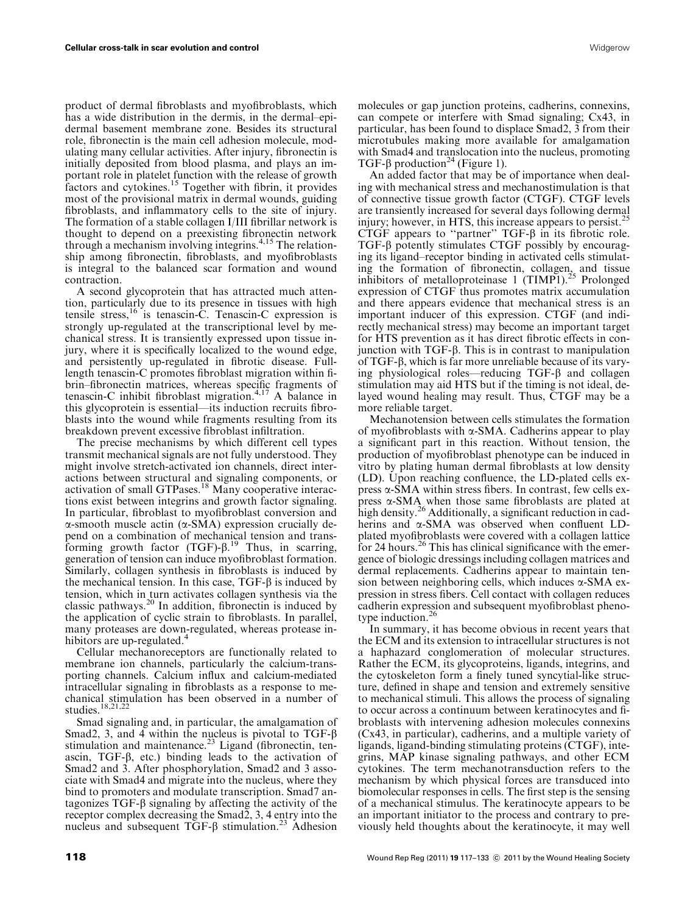product of dermal fibroblasts and myofibroblasts, which has a wide distribution in the dermis, in the dermal–epidermal basement membrane zone. Besides its structural role, fibronectin is the main cell adhesion molecule, modulating many cellular activities. After injury, fibronectin is initially deposited from blood plasma, and plays an important role in platelet function with the release of growth factors and cytokines.[15] Together with fibrin, it provides most of the provisional matrix in dermal wounds, guiding fibroblasts, and inflammatory cells to the site of injury. The formation of a stable collagen I/III fibrillar network is thought to depend on a preexisting fibronectin network through a mechanism involving integrins.[4,15] The relationship among fibronectin, fibroblasts, and myofibroblasts is integral to the balanced scar formation and wound contraction.

A second glycoprotein that has attracted much attention, particularly due to its presence in tissues with high tensile stress,[16] is tenascin-C. Tenascin-C expression is strongly up-regulated at the transcriptional level by mechanical stress. It is transiently expressed upon tissue injury, where it is specifically localized to the wound edge, and persistently up-regulated in fibrotic disease. Full-length tenascin-C promotes fibroblast migration within fibrin–fibronectin matrices, whereas specific fragments of tenascin-C inhibit fibroblast migration.[4,17] A balance in this glycoprotein is essential—its induction recruits fibroblasts into the wound while fragments resulting from its breakdown prevent excessive fibroblast infiltration.

The precise mechanisms by which different cell types transmit mechanical signals are not fully understood. They might involve stretch-activated ion channels, direct interactions between structural and signaling components, or activation of small GTPases.[18] Many cooperative interactions exist between integrins and growth factor signaling. In particular, fibroblast to myofibroblast conversion and α-smooth muscle actin (α-SMA) expression crucially depend on a combination of mechanical tension and transforming growth factor (TGF)-β.[19] Thus, in scarring, generation of tension can induce myofibroblast formation. Similarly, collagen synthesis in fibroblasts is induced by the mechanical tension. In this case, TGF-β is induced by tension, which in turn activates collagen synthesis via the classic pathways.[20] In addition, fibronectin is induced by the application of cyclic strain to fibroblasts. In parallel, many proteases are down-regulated, whereas protease inhibitors are up-regulated.[4]

Cellular mechanoreceptors are functionally related to membrane ion channels, particularly the calcium-transporting channels. Calcium influx and calcium-mediated intracellular signaling in fibroblasts as a response to mechanical stimulation has been observed in a number of studies.[18,21,22]

Smad signaling and, in particular, the amalgamation of Smad2, 3, and 4 within the nucleus is pivotal to TGF-β stimulation and maintenance.[23] Ligand (fibronectin, tenascin, TGF-β, etc.) binding leads to the activation of Smad2 and 3. After phosphorylation, Smad2 and 3 associate with Smad4 and migrate into the nucleus, where they bind to promoters and modulate transcription. Smad7 antagonizes TGF-β signaling by affecting the activity of the receptor complex decreasing the Smad2, 3, 4 entry into the nucleus and subsequent TGF-β stimulation.[23] Adhesion molecules or gap junction proteins, cadherins, connexins, can compete or interfere with Smad signaling; Cx43, in particular, has been found to displace Smad2, 3 from their microtubules making more available for amalgamation with Smad4 and translocation into the nucleus, promoting TGF-β production[24] (Figure 1).

An added factor that may be of importance when dealing with mechanical stress and mechanostimulation is that of connective tissue growth factor (CTGF). CTGF levels are transiently increased for several days following dermal injury; however, in HTS, this increase appears to persist.[25] CTGF appears to "partner" TGF-β in its fibrotic role. TGF-β potently stimulates CTGF possibly by encouraging its ligand–receptor binding in activated cells stimulating the formation of fibronectin, collagen, and tissue inhibitors of metalloproteinase 1 (TIMP1).[25] Prolonged expression of CTGF thus promotes matrix accumulation and there appears evidence that mechanical stress is an important inducer of this expression. CTGF (and indirectly mechanical stress) may become an important target for HTS prevention as it has direct fibrotic effects in conjunction with TGF-β. This is in contrast to manipulation of TGF-β, which is far more unreliable because of its varying physiological roles—reducing TGF-β and collagen stimulation may aid HTS but if the timing is not ideal, delayed wound healing may result. Thus, CTGF may be a more reliable target.

Mechanotension between cells stimulates the formation of myofibroblasts with α-SMA. Cadherins appear to play a significant part in this reaction. Without tension, the production of myofibroblast phenotype can be induced in vitro by plating human dermal fibroblasts at low density (LD). Upon reaching confluence, the LD-plated cells express α-SMA within stress fibers. In contrast, few cells express α-SMA when those same fibroblasts are plated at high density.[26] Additionally, a significant reduction in cadherins and α-SMA was observed when confluent LD-plated myofibroblasts were covered with a collagen lattice for 24 hours.[26] This has clinical significance with the emergence of biologic dressings including collagen matrices and dermal replacements. Cadherins appear to maintain tension between neighboring cells, which induces α-SMA expression in stress fibers. Cell contact with collagen reduces cadherin expression and subsequent myofibroblast phenotype induction.[26]

In summary, it has become obvious in recent years that the ECM and its extension to intracellular structures is not a haphazard conglomeration of molecular structures. Rather the ECM, its glycoproteins, ligands, integrins, and the cytoskeleton form a finely tuned syncytial-like structure, defined in shape and tension and extremely sensitive to mechanical stimuli. This allows the process of signaling to occur across a continuum between keratinocytes and fibroblasts with intervening adhesion molecules connexins (Cx43, in particular), cadherins, and a multiple variety of ligands, ligand-binding stimulating proteins (CTGF), integrins, MAP kinase signaling pathways, and other ECM cytokines. The term mechanotransduction refers to the mechanism by which physical forces are transduced into biomolecular responses in cells. The first step is the sensing of a mechanical stimulus. The keratinocyte appears to be an important initiator to the process and contrary to previously held thoughts about the keratinocyte, it may well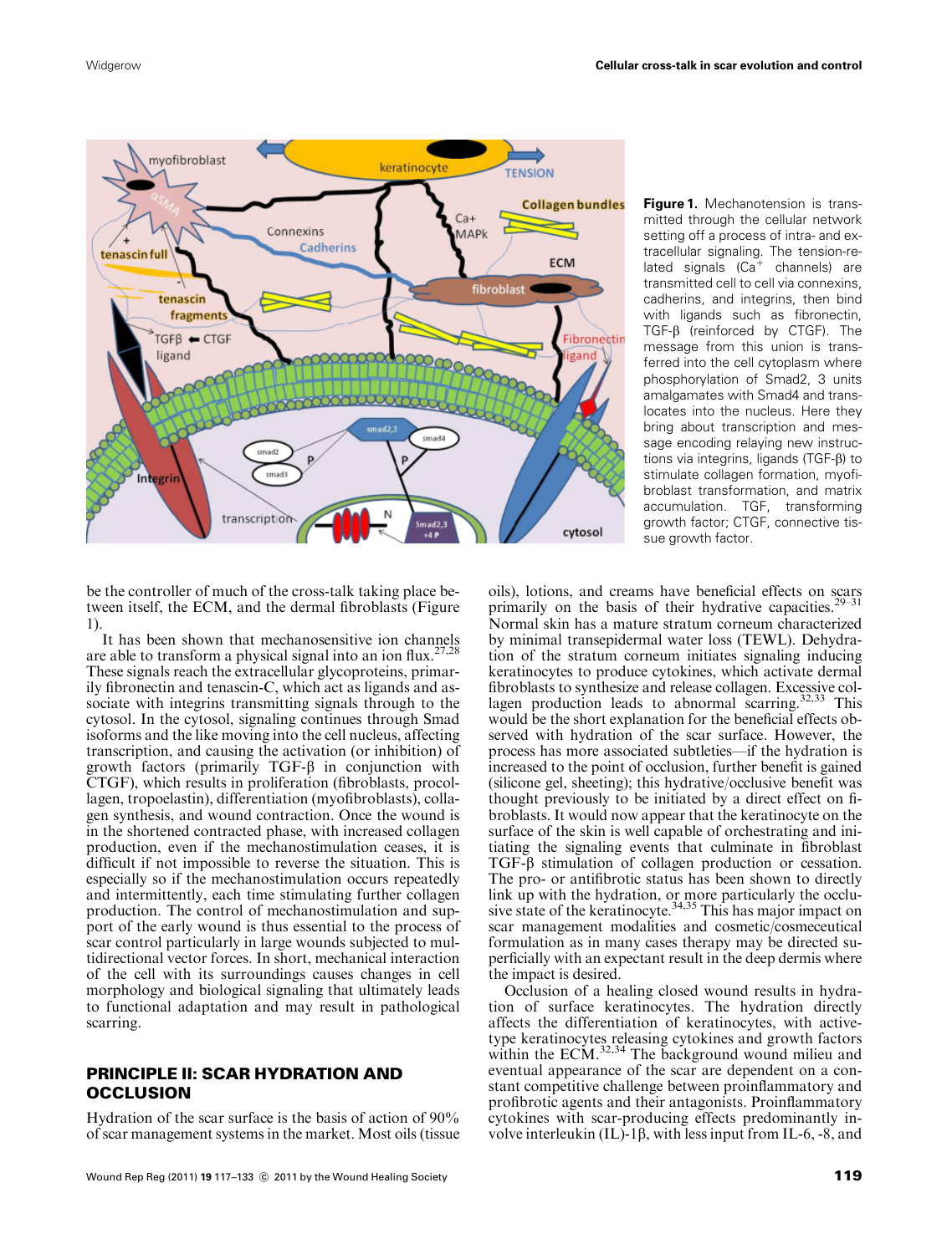**Figure 1.** Mechanotension is transmitted through the cellular network setting off a process of intra- and extracellular signaling. The tension-related signals ($Ca^{+}$ channels) are transmitted cell to cell via connexins, cadherins, and integrins, then bind with ligands such as fibronectin, TGF-β (reinforced by CTGF). The message from this union is transferred into the cell cytoplasm where phosphorylation of Smad2, 3 units amalgamates with Smad4 and translocates into the nucleus. Here they bring about transcription and message encoding relaying new instructions via integrins, ligands (TGF-β) to stimulate collagen formation, myofibroblast transformation, and matrix accumulation. TGF, transforming growth factor; CTGF, connective tissue growth factor.

be the controller of much of the cross-talk taking place between itself, the ECM, and the dermal fibroblasts (Figure 1).

It has been shown that mechanosensitive ion channels are able to transform a physical signal into an ion flux.[27,28] These signals reach the extracellular glycoproteins, primarily fibronectin and tenascin-C, which act as ligands and associate with integrins transmitting signals to the cytosol. In the cytosol, signaling continues through Smad isoforms and the like moving into the cell nucleus, affecting transcription, and causing the activation (or inhibition) of growth factors (primarily TGF-β in conjunction with CTGF), which results in proliferation (fibroblasts, procollagen, tropoelastin), differentiation (myofibroblasts), collagen synthesis, and wound contraction. Once the wound is in the shortened contracted phase, with increased collagen production, even if the mechanostimulation ceases, it is difficult if not impossible to reverse the situation. This is especially so if the mechanostimulation occurs repeatedly and intermittently, each time stimulating further collagen production. The control of mechanostimulation and support of the early wound is thus essential to the process of scar control particularly in large wounds subjected to multidirectional vector forces. In short, mechanical interaction of the cell with its surroundings causes changes in cell morphology and biological signaling that ultimately leads to functional adaptation and may result in pathological scarring.

## PRINCIPLE II: SCAR HYDRATION AND OCCLUSION

Hydration of the scar surface is the basis of action of 90% of scar management systems in the market. Most oils (tissue oils), lotions, and creams have beneficial effects on scars primarily on the basis of their hydrative capacities.[29–31] Normal skin has a mature stratum corneum characterized by minimal transepidermal water loss (TEWL). Dehydration of the stratum corneum initiates signaling inducing keratinocytes to produce cytokines, which activate dermal fibroblasts to synthesize and release collagen. Excessive collagen production leads to abnormal scarring.[32,33] This would be the short explanation for the beneficial effects observed with hydration of the scar surface. However, the process has more associated subtleties—if the hydration is increased to the point of occlusion, further benefit is gained (silicone gel, sheeting); this hydrative/occlusive benefit was thought previously to be initiated by a direct effect on fibroblasts. It would now appear that the keratinocyte on the surface of the skin is well capable of orchestrating and initiating the signaling events that culminate in fibroblast TGF-β stimulation of collagen production or cessation. The pro- or antifibrotic status has been shown to directly link up with the hydration, or more particularly the occlusive state of the keratinocyte.[34,35] This has major impact on scar management modalities and cosmetic/cosmeceutical formulation as in many cases therapy may be directed superficially with an expectant result in the deep dermis where the impact is desired.

Occlusion of a healing closed wound results in hydration of surface keratinocytes. The hydration directly affects the differentiation of keratinocytes, with active-type keratinocytes releasing cytokines and growth factors within the ECM.[32,34] The background wound milieu and eventual appearance of the scar are dependent on a constant competitive challenge between proinflammatory and profibrotic agents and their antagonists. Proinflammatory cytokines with scar-producing effects predominantly involve interleukin (IL)-1β, with less input from IL-6, -8, and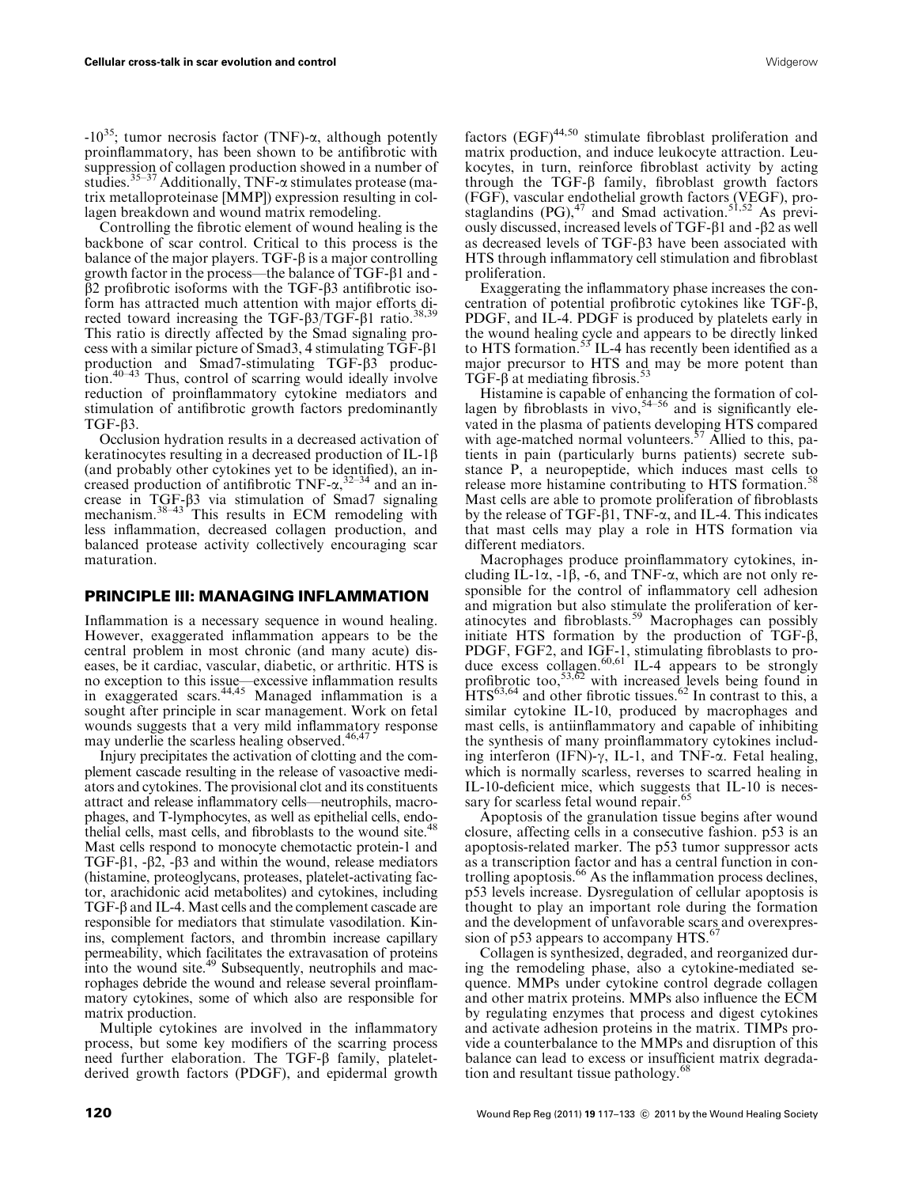-10[35]; tumor necrosis factor (TNF)-α, although potently proinflammatory, has been shown to be antifibrotic with suppression of collagen production showed in a number of studies.[35–37] Additionally, TNF-α stimulates protease (matrix metalloproteinase [MMP]) expression resulting in collagen breakdown and wound matrix remodeling.

Controlling the fibrotic element of wound healing is the backbone of scar control. Critical to this process is the balance of the major players. TGF-β is a major controlling growth factor in the process—the balance of TGF-β1 and -β2 profibrotic isoforms with the TGF-β3 antifibrotic isoform has attracted much attention with major efforts directed toward increasing the TGF-β3/TGF-β1 ratio.[38,39] This ratio is directly affected by the Smad signaling process with a similar picture of Smad3, 4 stimulating TGF-β1 production and Smad7-stimulating TGF-β3 production.[40–43] Thus, control of scarring would ideally involve reduction of proinflammatory cytokine mediators and stimulation of antifibrotic growth factors predominantly TGF-β3.

Occlusion hydration results in a decreased activation of keratinocytes resulting in a decreased production of IL-1β (and probably other cytokines yet to be identified), an increased production of antifibrotic TNF-α,[32–34] and an increase in TGF-β3 via stimulation of Smad7 signaling mechanism.[38–43] This results in ECM remodeling with less inflammation, decreased collagen production, and balanced protease activity collectively encouraging scar maturation.

## PRINCIPLE III: MANAGING INFLAMMATION

Inflammation is a necessary sequence in wound healing. However, exaggerated inflammation appears to be the central problem in most chronic (and many acute) diseases, be it cardiac, vascular, diabetic, or arthritic. HTS is no exception to this issue—excessive inflammation results in exaggerated scars.[44,45] Managed inflammation is a sought after principle in scar management. Work on fetal wounds suggests that a very mild inflammatory response may underlie the scarless healing observed.[46,47]

Injury precipitates the activation of clotting and the complement cascade resulting in the release of vasoactive mediators and cytokines. The provisional clot and its constituents attract and release inflammatory cells—neutrophils, macrophages, and T-lymphocytes, as well as epithelial cells, endothelial cells, mast cells, and fibroblasts to the wound site.[48] Mast cells respond to monocyte chemotactic protein-1 and TGF-β1, -β2, -β3 and within the wound, release mediators (histamine, proteoglycans, proteases, platelet-activating factor, arachidonic acid metabolites) and cytokines, including TGF-β and IL-4. Mast cells and the complement cascade are responsible for mediators that stimulate vasodilation. Kinins, complement factors, and thrombin increase capillary permeability, which facilitates the extravasation of proteins into the wound site.[49] Subsequently, neutrophils and macrophages debride the wound and release several proinflammatory cytokines, some of which also are responsible for matrix production.

Multiple cytokines are involved in the inflammatory process, but some key modifiers of the scarring process need further elaboration. The TGF-β family, platelet-derived growth factors (PDGF), and epidermal growth factors (EGF)[44,50] stimulate fibroblast proliferation and matrix production, and induce leukocyte attraction. Leukocytes, in turn, reinforce fibroblast activity by acting through the TGF-β family, fibroblast growth factors (FGF), vascular endothelial growth factors (VEGF), prostaglandins (PG),[47] and Smad activation.[51,52] As previously discussed, increased levels of TGF-β1 and -β2 as well as decreased levels of TGF-β3 have been associated with HTS through inflammatory cell stimulation and fibroblast proliferation.

Exaggerating the inflammatory phase increases the concentration of potential profibrotic cytokines like TGF-β, PDGF, and IL-4. PDGF is produced by platelets early in the wound healing cycle and appears to be directly linked to HTS formation.[53] IL-4 has recently been identified as a major precursor to HTS and may be more potent than TGF-β at mediating fibrosis.[53]

Histamine is capable of enhancing the formation of collagen by fibroblasts in vivo,[54–56] and is significantly elevated in the plasma of patients developing HTS compared with age-matched normal volunteers.[57] Allied to this, patients in pain (particularly burns patients) secrete substance P, a neuropeptide, which induces mast cells to release more histamine contributing to HTS formation.[58] Mast cells are able to promote proliferation of fibroblasts by the release of TGF-β1, TNF-α, and IL-4. This indicates that mast cells may play a role in HTS formation via different mediators.

Macrophages produce proinflammatory cytokines, including IL-1α, -1β, -6, and TNF-α, which are not only responsible for the control of inflammatory cell adhesion and migration but also stimulate the proliferation of keratinocytes and fibroblasts.[59] Macrophages can possibly initiate HTS formation by the production of TGF-β, PDGF, FGF2, and IGF-1, stimulating fibroblasts to produce excess collagen.[60,61] IL-4 appears to be strongly profibrotic too,[53,62] with increased levels being found in HTS[63,64] and other fibrotic tissues.[62] In contrast to this, a similar cytokine IL-10, produced by macrophages and mast cells, is antiinflammatory and capable of inhibiting the synthesis of many proinflammatory cytokines including interferon (IFN)-γ, IL-1, and TNF-α. Fetal healing, which is normally scarless, reverses to scarred healing in IL-10-deficient mice, which suggests that IL-10 is necessary for scarless fetal wound repair.[65]

Apoptosis of the granulation tissue begins after wound closure, affecting cells in a consecutive fashion. p53 is an apoptosis-related marker. The p53 tumor suppressor acts as a transcription factor and has a central function in controlling apoptosis.[66] As the inflammation process declines, p53 levels increase. Dysregulation of cellular apoptosis is thought to play an important role during the formation and the development of unfavorable scars and overexpression of p53 appears to accompany HTS.[67]

Collagen is synthesized, degraded, and reorganized during the remodeling phase, also a cytokine-mediated sequence. MMPs under cytokine control degrade collagen and other matrix proteins. MMPs also influence the ECM by regulating enzymes that process and digest cytokines and activate adhesion proteins in the matrix. TIMPs provide a counterbalance to the MMPs and disruption of this balance can lead to excess or insufficient matrix degradation and resultant tissue pathology.[68]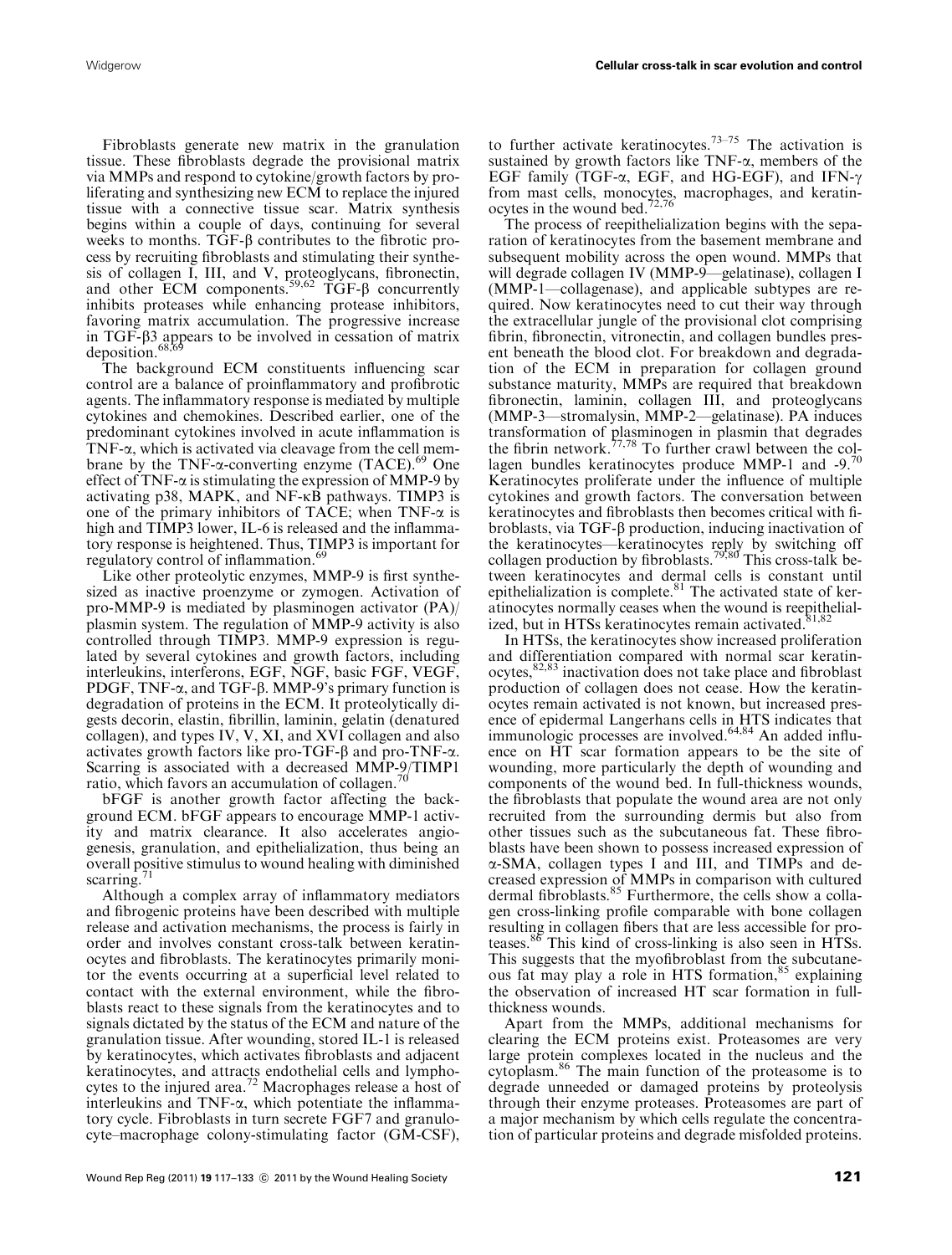Fibroblasts generate new matrix in the granulation tissue. These fibroblasts degrade the provisional matrix via MMPs and respond to cytokine/growth factors by proliferating and synthesizing new ECM to replace the injured tissue with a connective tissue scar. Matrix synthesis begins within a couple of days, continuing for several weeks to months. TGF-β contributes to the fibrotic process by recruiting fibroblasts and stimulating their synthesis of collagen I, III, and V, proteoglycans, fibronectin, and other ECM components.[59,62] TGF-β concurrently inhibits proteases while enhancing protease inhibitors, favoring matrix accumulation. The progressive increase in TGF-β3 appears to be involved in cessation of matrix deposition.[68,69]

The background ECM constituents influencing scar control are a balance of proinflammatory and profibrotic agents. The inflammatory response is mediated by multiple cytokines and chemokines. Described earlier, one of the predominant cytokines involved in acute inflammation is TNF-α, which is activated via cleavage from the cell membrane by the TNF-α-converting enzyme (TACE).[69] One effect of TNF-α is stimulating the expression of MMP-9 by activating p38, MAPK, and NF-κB pathways. TIMP3 is one of the primary inhibitors of TACE; when TNF-α is high and TIMP3 lower, IL-6 is released and the inflammatory response is heightened. Thus, TIMP3 is important for regulatory control of inflammation.[69]

Like other proteolytic enzymes, MMP-9 is first synthesized as inactive proenzyme or zymogen. Activation of pro-MMP-9 is mediated by plasminogen activator (PA)/plasmin system. The regulation of MMP-9 activity is also controlled through TIMP3. MMP-9 expression is regulated by several cytokines and growth factors, including interleukins, interferons, EGF, NGF, basic FGF, VEGF, PDGF, TNF-α, and TGF-β. MMP-9's primary function is degradation of proteins in the ECM. It proteolytically digests decorin, elastin, fibrillin, laminin, gelatin (denatured collagen), and types IV, V, XI, and XVI collagen and also activates growth factors like pro-TGF-β and pro-TNF-α. Scarring is associated with a decreased MMP-9/TIMP1 ratio, which favors an accumulation of collagen.[70]

bFGF is another growth factor affecting the background ECM. bFGF appears to encourage MMP-1 activity and matrix clearance. It also accelerates angiogenesis, granulation, and epithelialization, thus being an overall positive stimulus to wound healing with diminished scarring.[71]

Although a complex array of inflammatory mediators and fibrogenic proteins have been described with multiple release and activation mechanisms, the process is fairly in order and involves constant cross-talk between keratinocytes and fibroblasts. The keratinocytes primarily monitor the events occurring at a superficial level related to contact with the external environment, while the fibroblasts react to these signals from the keratinocytes and to signals dictated by the status of the ECM and nature of the granulation tissue. After wounding, stored IL-1 is released by keratinocytes, which activates fibroblasts and adjacent keratinocytes, and attracts endothelial cells and lymphocytes to the injured area.[72] Macrophages release a host of interleukins and TNF-α, which potentiate the inflammatory cycle. Fibroblasts in turn secrete FGF7 and granulocyte–macrophage colony-stimulating factor (GM-CSF), to further activate keratinocytes.[73–75] The activation is sustained by growth factors like TNF-α, members of the EGF family (TGF-α, EGF, and HG-EGF), and IFN-γ from mast cells, monocytes, macrophages, and keratinocytes in the wound bed.[72,76]

The process of reepithelialization begins with the separation of keratinocytes from the basement membrane and subsequent mobility across the open wound. MMPs that will degrade collagen IV (MMP-9—gelatinase), collagen I (MMP-1—collagenase), and applicable subtypes are required. Now keratinocytes need to cut their way through the extracellular jungle of the provisional clot comprising fibrin, fibronectin, vitronectin, and collagen bundles present beneath the blood clot. For breakdown and degradation of the ECM in preparation for collagen ground substance maturity, MMPs are required that breakdown fibronectin, laminin, collagen III, and proteoglycans (MMP-3—stromalysin, MMP-2—gelatinase). PA induces transformation of plasminogen in plasmin that degrades the fibrin network.[77,78] To further crawl between the collagen bundles keratinocytes produce MMP-1 and -9.[70] Keratinocytes proliferate under the influence of multiple cytokines and growth factors. The conversation between keratinocytes and fibroblasts then becomes critical with fibroblasts, via TGF-β production, inducing inactivation of the keratinocytes—keratinocytes reply by switching off collagen production by fibroblasts.[79,80] This cross-talk between keratinocytes and dermal cells is constant until epithelialization is complete.[81] The activated state of keratinocytes normally ceases when the wound is reepithelialized, but in HTSs keratinocytes remain activated.[81,82]

In HTSs, the keratinocytes show increased proliferation and differentiation compared with normal scar keratinocytes,[82,83] inactivation does not take place and fibroblast production of collagen does not cease. How the keratinocytes remain activated is not known, but increased presence of epidermal Langerhans cells in HTS indicates that immunologic processes are involved.[64,84] An added influence on HT scar formation appears to be the site of wounding, more particularly the depth of wounding and components of the wound bed. In full-thickness wounds, the fibroblasts that populate the wound area are not only recruited from the surrounding dermis but also from other tissues such as the subcutaneous fat. These fibroblasts have been shown to possess increased expression of α-SMA, collagen types I and III, and TIMPs and decreased expression of MMPs in comparison with cultured dermal fibroblasts.[85] Furthermore, the cells show a collagen cross-linking profile comparable with bone collagen resulting in collagen fibers that are less accessible for proteases.[86] This kind of cross-linking is also seen in HTSs. This suggests that the myofibroblast from the subcutaneous fat may play a role in HTS formation,[85] explaining the observation of increased HT scar formation in full-thickness wounds.

Apart from the MMPs, additional mechanisms for clearing the ECM proteins exist. Proteasomes are very large protein complexes located in the nucleus and the cytoplasm.[86] The main function of the proteasome is to degrade unneeded or damaged proteins by proteolysis through their enzyme proteases. Proteasomes are part of a major mechanism by which cells regulate the concentration of particular proteins and degrade misfolded proteins.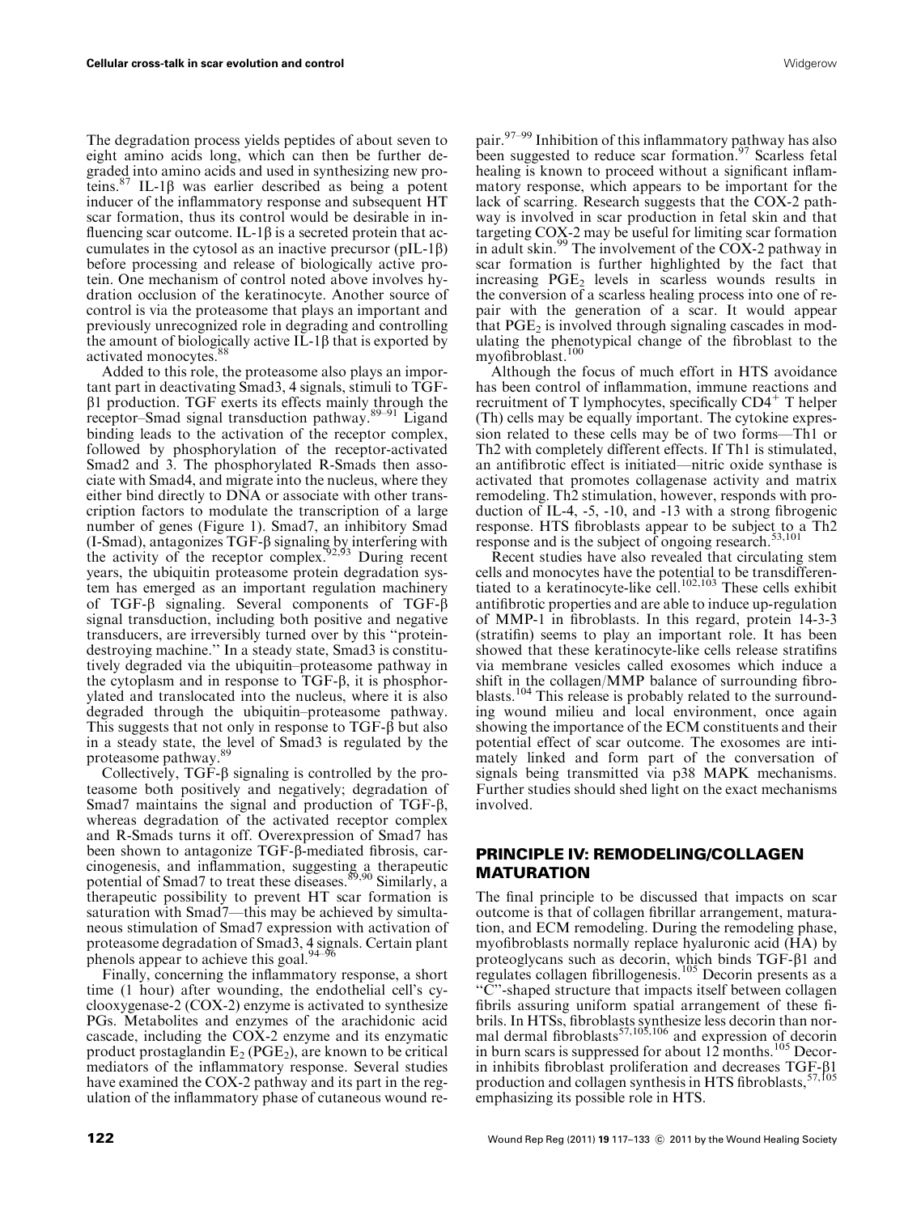The degradation process yields peptides of about seven to eight amino acids long, which can then be further degraded into amino acids and used in synthesizing new proteins.[87] IL-1β was earlier described as being a potent inducer of the inflammatory response and subsequent HT scar formation, thus its control would be desirable in influencing scar outcome. IL-1β is a secreted protein that accumulates in the cytosol as an inactive precursor (pIL-1β) before processing and release of biologically active protein. One mechanism of control noted above involves hydration occlusion of the keratinocyte. Another source of control is via the proteasome that plays an important and previously unrecognized role in degrading and controlling the amount of biologically active IL-1β that is exported by activated monocytes.[88]

Added to this role, the proteasome also plays an important part in deactivating Smad3, 4 signals, stimuli to TGF-β1 production. TGF exerts its effects mainly through the receptor–Smad signal transduction pathway.[89–91] Ligand binding leads to the activation of the receptor complex, followed by phosphorylation of the receptor-activated Smad2 and 3. The phosphorylated R-Smads then associate with Smad4, and migrate into the nucleus, where they either bind directly to DNA or associate with other transcription factors to modulate the transcription of a large number of genes (Figure 1). Smad7, an inhibitory Smad (I-Smad), antagonizes TGF-β signaling by interfering with the activity of the receptor complex.[92,93] During recent years, the ubiquitin proteasome protein degradation system has emerged as an important regulation machinery of TGF-β signaling. Several components of TGF-β signal transduction, including both positive and negative transducers, are irreversibly turned over by this "protein-destroying machine." In a steady state, Smad3 is constitutively degraded via the ubiquitin–proteasome pathway in the cytoplasm and in response to TGF-β, it is phosphorylated and translocated into the nucleus, where it is also degraded through the ubiquitin–proteasome pathway. This suggests that not only in response to TGF-β but also in a steady state, the level of Smad3 is regulated by the proteasome pathway.[89]

Collectively, TGF-β signaling is controlled by the proteasome both positively and negatively; degradation of Smad7 maintains the signal and production of TGF-β, whereas degradation of the activated receptor complex and R-Smads turns it off. Overexpression of Smad7 has been shown to antagonize TGF-β-mediated fibrosis, carcinogenesis, and inflammation, suggesting a therapeutic potential of Smad7 to treat these diseases.[89,90] Similarly, a therapeutic possibility to prevent HT scar formation is saturation with Smad7—this may be achieved by simultaneous stimulation of Smad7 expression with activation of proteasome degradation of Smad3, 4 signals. Certain plant phenols appear to achieve this goal.[94–96]

Finally, concerning the inflammatory response, a short time (1 hour) after wounding, the endothelial cell's cyclooxygenase-2 (COX-2) enzyme is activated to synthesize PGs. Metabolites and enzymes of the arachidonic acid cascade, including the COX-2 enzyme and its enzymatic product prostaglandin $E_2$ ($PGE_2$), are known to be critical mediators of the inflammatory response. Several studies have examined the COX-2 pathway and its part in the regulation of the inflammatory phase of cutaneous wound repair.[97–99] Inhibition of this inflammatory pathway has also been suggested to reduce scar formation.[97] Scarless fetal healing is known to proceed without a significant inflammatory response, which appears to be important for the lack of scarring. Research suggests that the COX-2 pathway is involved in scar production in fetal skin and that targeting COX-2 may be useful for limiting scar formation in adult skin.[99] The involvement of the COX-2 pathway in scar formation is further highlighted by the fact that increasing $PGE_2$ levels in scarless wounds results in the conversion of a scarless healing process into one of repair with the generation of a scar. It would appear that $PGE_2$ is involved through signaling cascades in modulating the phenotypical change of the fibroblast to the myofibroblast.[100]

Although the focus of much effort in HTS avoidance has been control of inflammation, immune reactions and recruitment of T lymphocytes, specifically $CD4^+$ T helper (Th) cells may be equally important. The cytokine expression related to these cells may be of two forms—Th1 or Th2 with completely different effects. If Th1 is stimulated, an antifibrotic effect is initiated—nitric oxide synthase is activated that promotes collagenase activity and matrix remodeling. Th2 stimulation, however, responds with production of IL-4, -5, -10, and -13 with a strong fibrogenic response. HTS fibroblasts appear to be subject to a Th2 response and is the subject of ongoing research.[53,101]

Recent studies have also revealed that circulating stem cells and monocytes have the potential to be transdifferentiated to a keratinocyte-like cell.[102,103] These cells exhibit antifibrotic properties and are able to induce up-regulation of MMP-1 in fibroblasts. In this regard, protein 14-3-3 (stratifin) seems to play an important role. It has been showed that these keratinocyte-like cells release stratifins via membrane vesicles called exosomes which induce a shift in the collagen/MMP balance of surrounding fibroblasts.[104] This release is probably related to the surrounding wound milieu and local environment, once again showing the importance of the ECM constituents and their potential effect of scar outcome. The exosomes are intimately linked and form part of the conversation of signals being transmitted via p38 MAPK mechanisms. Further studies should shed light on the exact mechanisms involved.

## PRINCIPLE IV: REMODELING/COLLAGEN MATURATION

The final principle to be discussed that impacts on scar outcome is that of collagen fibrillar arrangement, maturation, and ECM remodeling. During the remodeling phase, myofibroblasts normally replace hyaluronic acid (HA) by proteoglycans such as decorin, which binds TGF-β1 and regulates collagen fibrillogenesis.[105] Decorin presents as a "C"-shaped structure that impacts itself between collagen fibrils assuring uniform spatial arrangement of these fibrils. In HTSs, fibroblasts synthesize less decorin than normal dermal fibroblasts[57,105,106] and expression of decorin in burn scars is suppressed for about 12 months.[105] Decorin inhibits fibroblast proliferation and decreases TGF-β1 production and collagen synthesis in HTS fibroblasts,[57,105] emphasizing its possible role in HTS.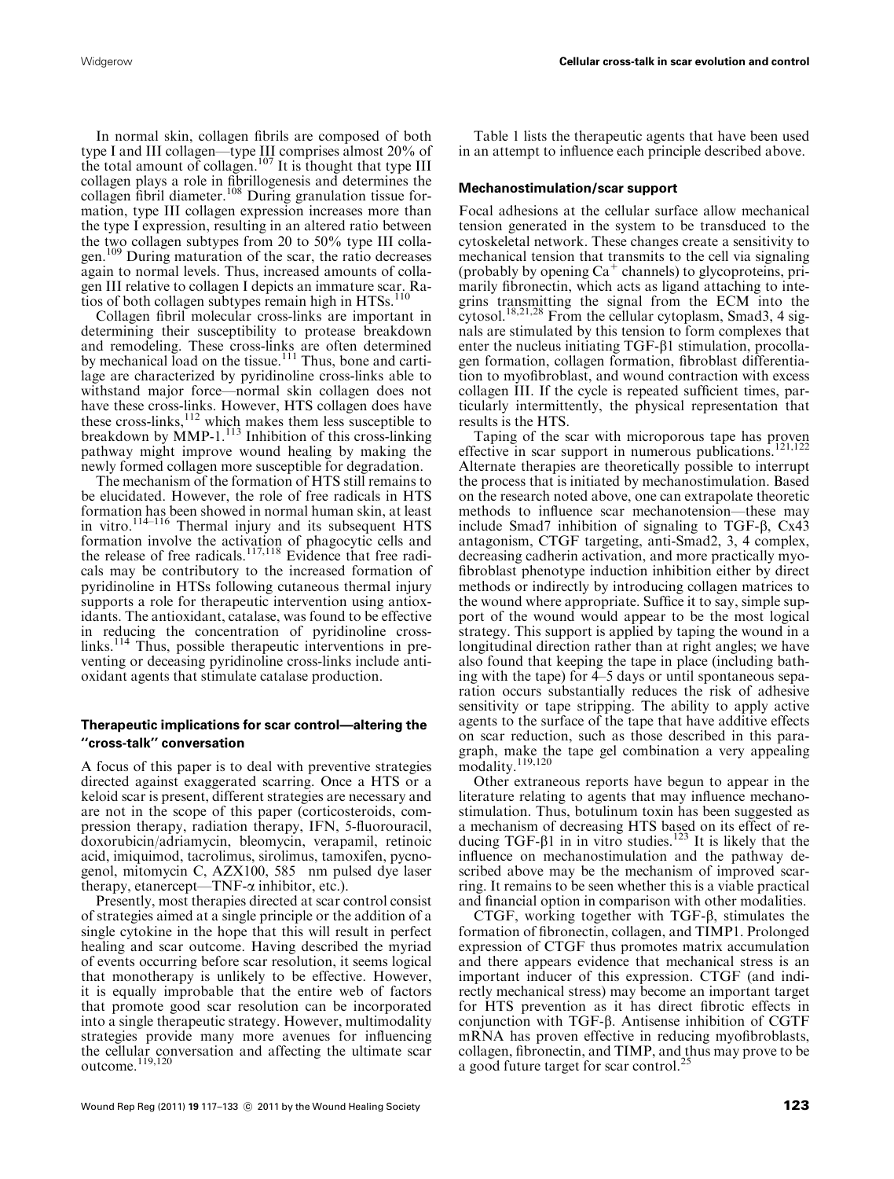In normal skin, collagen fibrils are composed of both type I and III collagen—type III comprises almost 20% of the total amount of collagen.[107] It is thought that type III collagen plays a role in fibrillogenesis and determines the collagen fibril diameter.[108] During granulation tissue formation, type III collagen expression increases more than the type I expression, resulting in an altered ratio between the two collagen subtypes from 20 to 50% type III collagen.[109] During maturation of the scar, the ratio decreases again to normal levels. Thus, increased amounts of collagen III relative to collagen I depicts an immature scar. Ratios of both collagen subtypes remain high in HTSs.[110]

Collagen fibril molecular cross-links are important in determining their susceptibility to protease breakdown and remodeling. These cross-links are often determined by mechanical load on the tissue.[111] Thus, bone and cartilage are characterized by pyridinoline cross-links able to withstand major force—normal skin collagen does not have these cross-links. However, HTS collagen does have these cross-links,[112] which makes them less susceptible to breakdown by MMP-1.[113] Inhibition of this cross-linking pathway might improve wound healing by making the newly formed collagen more susceptible for degradation.

The mechanism of the formation of HTS still remains to be elucidated. However, the role of free radicals in HTS formation has been showed in normal human skin, at least in vitro.[114–116] Thermal injury and its subsequent HTS formation involve the activation of phagocytic cells and the release of free radicals.[117,118] Evidence that free radicals may be contributory to the increased formation of pyridinoline in HTSs following cutaneous thermal injury supports a role for therapeutic intervention using antioxidants. The antioxidant, catalase, was found to be effective in reducing the concentration of pyridinoline cross-links.[114] Thus, possible therapeutic interventions in preventing or deceasing pyridinoline cross-links include antioxidant agents that stimulate catalase production.

### Therapeutic implications for scar control—altering the ''cross-talk'' conversation

A focus of this paper is to deal with preventive strategies directed against exaggerated scarring. Once a HTS or a keloid scar is present, different strategies are necessary and are not in the scope of this paper (corticosteroids, compression therapy, radiation therapy, IFN, 5-fluorouracil, doxorubicin/adriamycin, bleomycin, verapamil, retinoic acid, imiquimod, tacrolimus, sirolimus, tamoxifen, pycnogenol, mitomycin C, AZX100, 585 nm pulsed dye laser therapy, etanercept—TNF-α inhibitor, etc.).

Presently, most therapies directed at scar control consist of strategies aimed at a single principle or the addition of a single cytokine in the hope that this will result in perfect healing and scar outcome. Having described the myriad of events occurring before scar resolution, it seems logical that monotherapy is unlikely to be effective. However, it is equally improbable that the entire web of factors that promote good scar resolution can be incorporated into a single therapeutic strategy. However, multimodality strategies provide many more avenues for influencing the cellular conversation and affecting the ultimate scar outcome.[119,120]

Table 1 lists the therapeutic agents that have been used in an attempt to influence each principle described above.

### Mechanostimulation/scar support

Focal adhesions at the cellular surface allow mechanical tension generated in the system to be transduced to the cytoskeletal network. These changes create a sensitivity to mechanical tension that transmits to the cell via signaling (probably by opening $Ca^{+}$ channels) to glycoproteins, primarily fibronectin, which acts as ligand attaching to integrins transmitting the signal from the ECM into the cytosol.[18,21,28] From the cellular cytoplasm, Smad3, 4 signals are stimulated by this tension to form complexes that enter the nucleus initiating TGF-β1 stimulation, procollagen formation, collagen formation, fibroblast differentiation to myofibroblast, and wound contraction with excess collagen III. If the cycle is repeated sufficient times, particularly intermittently, the physical representation that results is the HTS.

Taping of the scar with microporous tape has proven effective in scar support in numerous publications.[121,122] Alternate therapies are theoretically possible to interrupt the process that is initiated by mechanostimulation. Based on the research noted above, one can extrapolate theoretic methods to influence scar mechanotension—these may include Smad7 inhibition of signaling to TGF-β, Cx43 antagonism, CTGF targeting, anti-Smad2, 3, 4 complex, decreasing cadherin activation, and more practically myofibroblast phenotype induction inhibition either by direct methods or indirectly by introducing collagen matrices to the wound where appropriate. Suffice it to say, simple support of the wound would appear to be the most logical strategy. This support is applied by taping the wound in a longitudinal direction rather than at right angles; we have also found that keeping the tape in place (including bathing with the tape) for 4–5 days or until spontaneous separation occurs substantially reduces the risk of adhesive sensitivity or tape stripping. The ability to apply active agents to the surface of the tape that have additive effects on scar reduction, such as those described in this paragraph, make the tape gel combination a very appealing modality.[119,120]

Other extraneous reports have begun to appear in the literature relating to agents that may influence mechanostimulation. Thus, botulinum toxin has been suggested as a mechanism of decreasing HTS based on its effect of reducing TGF-β1 in in vitro studies.[123] It is likely that the influence on mechanostimulation and the pathway described above may be the mechanism of improved scarring. It remains to be seen whether this is a viable practical and financial option in comparison with other modalities.

CTGF, working together with TGF-β, stimulates the formation of fibronectin, collagen, and TIMP1. Prolonged expression of CTGF thus promotes matrix accumulation and there appears evidence that mechanical stress is an important inducer of this expression. CTGF (and indirectly mechanical stress) may become an important target for HTS prevention as it has direct fibrotic effects in conjunction with TGF-β. Antisense inhibition of CGTF mRNA has proven effective in reducing myofibroblasts, collagen, fibronectin, and TIMP, and thus may prove to be a good future target for scar control.[25]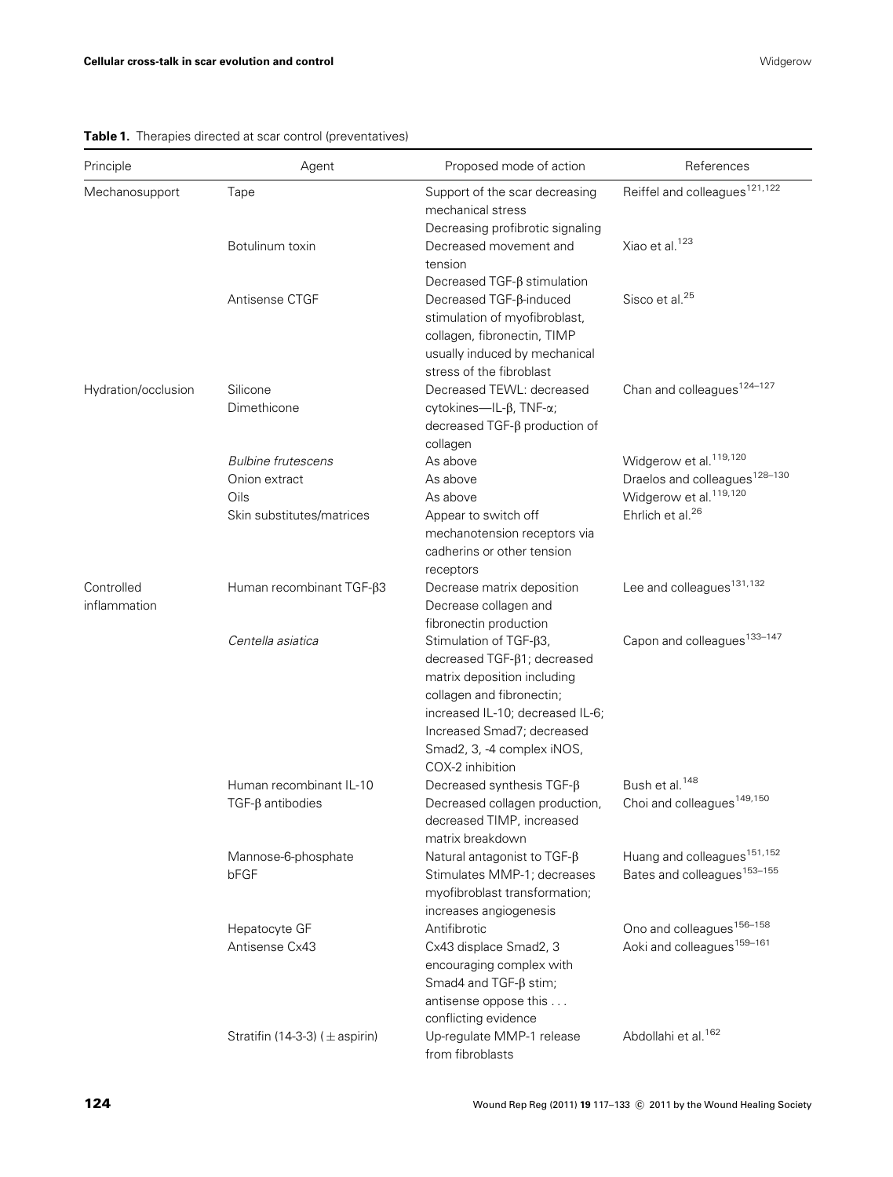**Table 1.** Therapies directed at scar control (preventatives)

| Principle | Agent | Proposed mode of action | References |
|---|---|---|---|
| Mechanosupport | Tape | Support of the scar decreasing mechanical stress<br>Decreasing profibrotic signaling | Reiffel and colleagues[121,122] |
| | Botulinum toxin | Decreased movement and tension<br>Decreased TGF-β stimulation | Xiao et al.[123] |
| | Antisense CTGF | Decreased TGF-β-induced stimulation of myofibroblast, collagen, fibronectin, TIMP usually induced by mechanical stress of the fibroblast | Sisco et al.[25] |
| Hydration/occlusion | Silicone<br>Dimethicone | Decreased TEWL: decreased cytokines—IL-β, TNF-α; decreased TGF-β production of collagen | Chan and colleagues[124–127] |
| | *Bulbine frutescens* | As above | Widgerow et al.[119,120] |
| | Onion extract | As above | Draelos and colleagues[128–130] |
| | Oils | As above | Widgerow et al.[119,120] |
| | Skin substitutes/matrices | Appear to switch off mechanotension receptors via cadherins or other tension receptors | Ehrlich et al.[26] |
| Controlled inflammation | Human recombinant TGF-β3 | Decrease matrix deposition<br>Decrease collagen and fibronectin production | Lee and colleagues[131,132] |
| | *Centella asiatica* | Stimulation of TGF-β3, decreased TGF-β1; decreased matrix deposition including collagen and fibronectin; increased IL-10; decreased IL-6; Increased Smad7; decreased Smad2, 3, -4 complex iNOS, COX-2 inhibition | Capon and colleagues[133–147] |
| | Human recombinant IL-10 | Decreased synthesis TGF-β | Bush et al.[148] |
| | TGF-β antibodies | Decreased collagen production, decreased TIMP, increased matrix breakdown | Choi and colleagues[149,150] |
| | Mannose-6-phosphate | Natural antagonist to TGF-β | Huang and colleagues[151,152] |
| | bFGF | Stimulates MMP-1; decreases myofibroblast transformation; increases angiogenesis | Bates and colleagues[153–155] |
| | Hepatocyte GF | Antifibrotic | Ono and colleagues[156–158] |
| | Antisense Cx43 | Cx43 displace Smad2, 3 encouraging complex with Smad4 and TGF-β stim; antisense oppose this . . . conflicting evidence | Aoki and colleagues[159–161] |
| | Stratifin (14-3-3) (± aspirin) | Up-regulate MMP-1 release from fibroblasts | Abdollahi et al.[162] |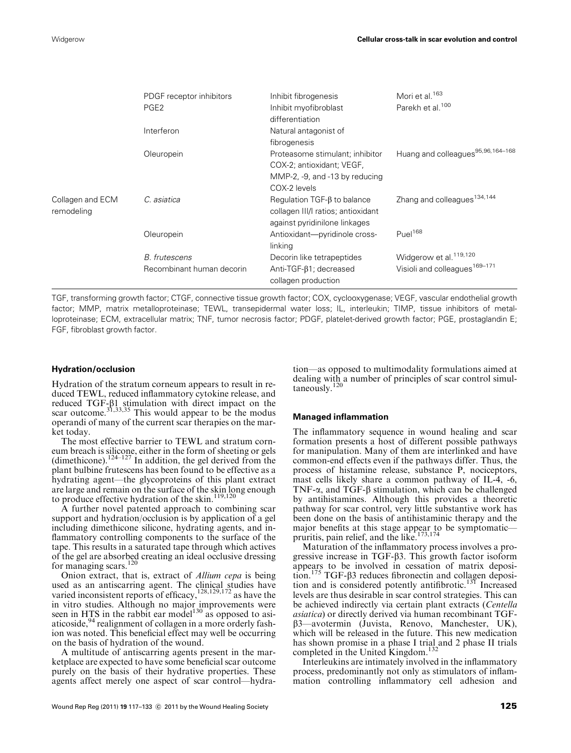| | | | |
|---|---|---|---|
| | PDGF receptor inhibitors | Inhibit fibrogenesis | Mori et al.[163] |
| | PGE2 | Inhibit myofibroblast differentiation | Parekh et al.[100] |
| | Interferon | Natural antagonist of fibrogenesis | |
| | Oleuropein | Proteasome stimulant; inhibitor COX-2; antioxidant; VEGF, MMP-2, -9, and -13 by reducing COX-2 levels | Huang and colleagues[95,96,164–168] |
| Collagen and ECM remodeling | *C. asiatica* | Regulation TGF-β to balance collagen III/I ratios; antioxidant against pyridinilone linkages | Zhang and colleagues[134,144] |
| | Oleuropein | Antioxidant—pyridinole cross-linking | Puel[168] |
| | *B. frutescens* | Decorin like tetrapeptides | Widgerow et al.[119,120] |
| | Recombinant human decorin | Anti-TGF-β1; decreased collagen production | Visioli and colleagues[169–171] |

TGF, transforming growth factor; CTGF, connective tissue growth factor; COX, cyclooxygenase; VEGF, vascular endothelial growth factor; MMP, matrix metalloproteinase; TEWL, transepidermal water loss; IL, interleukin; TIMP, tissue inhibitors of metalloproteinase; ECM, extracellular matrix; TNF, tumor necrosis factor; PDGF, platelet-derived growth factor; PGE, prostaglandin E; FGF, fibroblast growth factor.

### Hydration/occlusion

Hydration of the stratum corneum appears to result in reduced TEWL, reduced inflammatory cytokine release, and reduced TGF-β1 stimulation with direct impact on the scar outcome.[31,33,35] This would appear to be the modus operandi of many of the current scar therapies on the market today.

The most effective barrier to TEWL and stratum corneum breach is silicone, either in the form of sheeting or gels (dimethicone).[124–127] In addition, the gel derived from the plant bulbine frutescens has been found to be effective as a hydrating agent—the glycoproteins of this plant extract are large and remain on the surface of the skin long enough to produce effective hydration of the skin.[119,120]

A further novel patented approach to combining scar support and hydration/occlusion is by application of a gel including dimethicone silicone, hydrating agents, and inflammatory controlling components to the surface of the tape. This results in a saturated tape through which actives of the gel are absorbed creating an ideal occlusive dressing for managing scars.[120]

Onion extract, that is, extract of *Allium cepa* is being used as an antiscarring agent. The clinical studies have varied inconsistent reports of efficacy,[128,129,172] as have the in vitro studies. Although no major improvements were seen in HTS in the rabbit ear model[130] as opposed to asiaticoside,[94] realignment of collagen in a more orderly fashion was noted. This beneficial effect may well be occurring on the basis of hydration of the wound.

A multitude of antiscarring agents present in the marketplace are expected to have some beneficial scar outcome purely on the basis of their hydrative properties. These agents affect merely one aspect of scar control—hydration—as opposed to multimodality formulations aimed at dealing with a number of principles of scar control simultaneously.[120]

### Managed inflammation

The inflammatory sequence in wound healing and scar formation presents a host of different possible pathways for manipulation. Many of them are interlinked and have common-end effects even if the pathways differ. Thus, the process of histamine release, substance P, nociceptors, mast cells likely share a common pathway of IL-4, -6, TNF-α, and TGF-β stimulation, which can be challenged by antihistamines. Although this provides a theoretic pathway for scar control, very little substantive work has been done on the basis of antihistaminic therapy and the major benefits at this stage appear to be symptomatic—pruritis, pain relief, and the like.[173,174]

Maturation of the inflammatory process involves a progressive increase in TGF-β3. This growth factor isoform appears to be involved in cessation of matrix deposition.[175] TGF-β3 reduces fibronectin and collagen deposition and is considered potently antifibrotic.[131] Increased levels are thus desirable in scar control strategies. This can be achieved indirectly via certain plant extracts (*Centella asiatica*) or directly derived via human recombinant TGF-β3—avotermin (Juvista, Renovo, Manchester, UK), which will be released in the future. This new medication has shown promise in a phase I trial and 2 phase II trials completed in the United Kingdom.[132]

Interleukins are intimately involved in the inflammatory process, predominantly not only as stimulators of inflammation controlling inflammatory cell adhesion and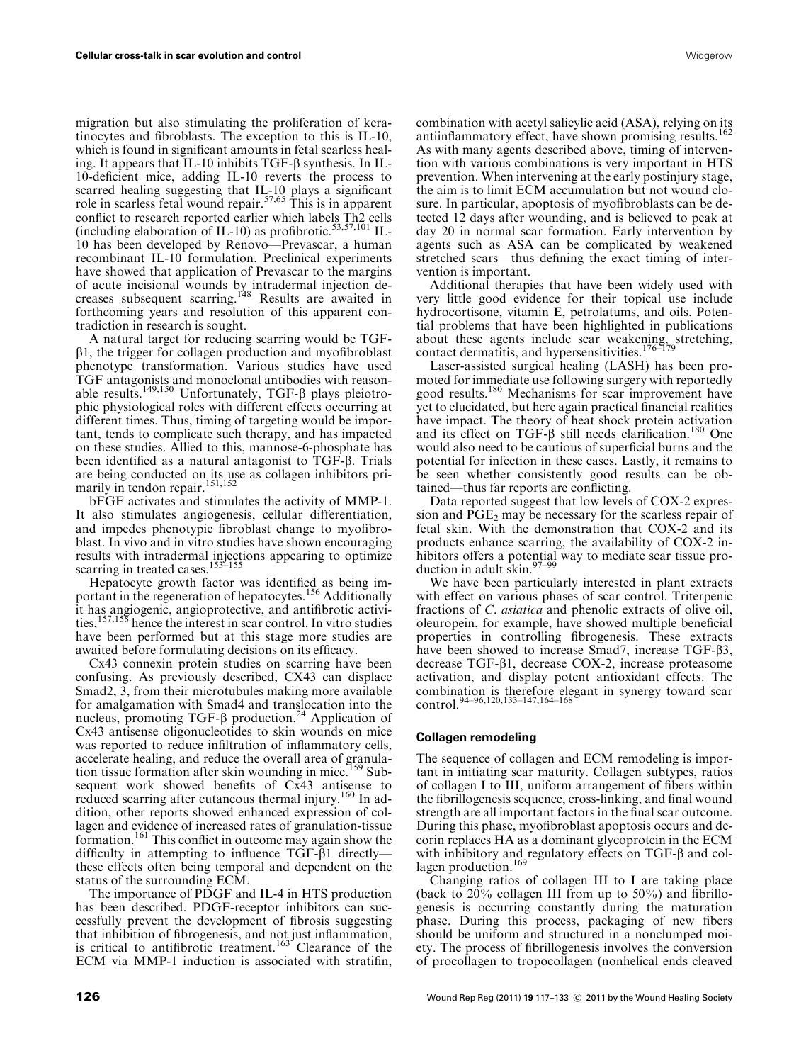migration but also stimulating the proliferation of keratinocytes and fibroblasts. The exception to this is IL-10, which is found in significant amounts in fetal scarless healing. It appears that IL-10 inhibits TGF-β synthesis. In IL-10-deficient mice, adding IL-10 reverts the process to scarred healing suggesting that IL-10 plays a significant role in scarless fetal wound repair.[57,65] This is in apparent conflict to research reported earlier which labels Th2 cells (including elaboration of IL-10) as profibrotic.[53,57,101] IL-10 has been developed by Renovo—Prevascar, a human recombinant IL-10 formulation. Preclinical experiments have showed that application of Prevascar to the margins of acute incisional wounds by intradermal injection decreases subsequent scarring.[148] Results are awaited in forthcoming years and resolution of this apparent contradiction in research is sought.

A natural target for reducing scarring would be TGF-β1, the trigger for collagen production and myofibroblast phenotype transformation. Various studies have used TGF antagonists and monoclonal antibodies with reasonable results.[149,150] Unfortunately, TGF-β plays pleiotrophic physiological roles with different effects occurring at different times. Thus, timing of targeting would be important, tends to complicate such therapy, and has impacted on these studies. Allied to this, mannose-6-phosphate has been identified as a natural antagonist to TGF-β. Trials are being conducted on its use as collagen inhibitors primarily in tendon repair.[151,152]

bFGF activates and stimulates the activity of MMP-1. It also stimulates angiogenesis, cellular differentiation, and impedes phenotypic fibroblast change to myofibroblast. In vivo and in vitro studies have shown encouraging results with intradermal injections appearing to optimize scarring in treated cases.[153–155]

Hepatocyte growth factor was identified as being important in the regeneration of hepatocytes.[156] Additionally it has angiogenic, angioprotective, and antifibrotic activities,[157,158] hence the interest in scar control. In vitro studies have been performed but at this stage more studies are awaited before formulating decisions on its efficacy.

Cx43 connexin protein studies on scarring have been confusing. As previously described, CX43 can displace Smad2, 3, from their microtubules making more available for amalgamation with Smad4 and translocation into the nucleus, promoting TGF-β production.[24] Application of Cx43 antisense oligonucleotides to skin wounds on mice was reported to reduce infiltration of inflammatory cells, accelerate healing, and reduce the overall area of granulation tissue formation after skin wounding in mice.[159] Subsequent work showed benefits of Cx43 antisense to reduced scarring after cutaneous thermal injury.[160] In addition, other reports showed enhanced expression of collagen and evidence of increased rates of granulation-tissue formation.[161] This conflict in outcome may again show the difficulty in attempting to influence TGF-β1 directly—these effects often being temporal and dependent on the status of the surrounding ECM.

The importance of PDGF and IL-4 in HTS production has been described. PDGF-receptor inhibitors can successfully prevent the development of fibrosis suggesting that inhibition of fibrogenesis, and not just inflammation, is critical to antifibrotic treatment.[163] Clearance of the ECM via MMP-1 induction is associated with stratifin, combination with acetyl salicylic acid (ASA), relying on its antiinflammatory effect, have shown promising results.[162] As with many agents described above, timing of intervention with various combinations is very important in HTS prevention. When intervening at the early postinjury stage, the aim is to limit ECM accumulation but not wound closure. In particular, apoptosis of myofibroblasts can be detected 12 days after wounding, and is believed to peak at day 20 in normal scar formation. Early intervention by agents such as ASA can be complicated by weakened stretched scars—thus defining the exact timing of intervention is important.

Additional therapies that have been widely used with very little good evidence for their topical use include hydrocortisone, vitamin E, petrolatums, and oils. Potential problems that have been highlighted in publications about these agents include scar weakening, stretching, contact dermatitis, and hypersensitivities.[176–179]

Laser-assisted surgical healing (LASH) has been promoted for immediate use following surgery with reportedly good results.[180] Mechanisms for scar improvement have yet to elucidated, but here again practical financial realities have impact. The theory of heat shock protein activation and its effect on TGF-β still needs clarification.[180] One would also need to be cautious of superficial burns and the potential for infection in these cases. Lastly, it remains to be seen whether consistently good results can be obtained—thus far reports are conflicting.

Data reported suggest that low levels of COX-2 expression and $PGE_2$ may be necessary for the scarless repair of fetal skin. With the demonstration that COX-2 and its products enhance scarring, the availability of COX-2 inhibitors offers a potential way to mediate scar tissue production in adult skin.[97–99]

We have been particularly interested in plant extracts with effect on various phases of scar control. Triterpenic fractions of *C. asiatica* and phenolic extracts of olive oil, oleuropein, for example, have showed multiple beneficial properties in controlling fibrogenesis. These extracts have been showed to increase Smad7, increase TGF-β3, decrease TGF-β1, decrease COX-2, increase proteasome activation, and display potent antioxidant effects. The combination is therefore elegant in synergy toward scar control.[94–96,120,133–147,164–168]

### Collagen remodeling

The sequence of collagen and ECM remodeling is important in initiating scar maturity. Collagen subtypes, ratios of collagen I to III, uniform arrangement of fibers within the fibrillogenesis sequence, cross-linking, and final wound strength are all important factors in the final scar outcome. During this phase, myofibroblast apoptosis occurs and decorin replaces HA as a dominant glycoprotein in the ECM with inhibitory and regulatory effects on TGF-β and collagen production.[169]

Changing ratios of collagen III to I are taking place (back to 20% collagen III from up to 50%) and fibrillogenesis is occurring constantly during the maturation phase. During this process, packaging of new fibers should be uniform and structured in a nonclumped moiety. The process of fibrillogenesis involves the conversion of procollagen to tropocollagen (nonhelical ends cleaved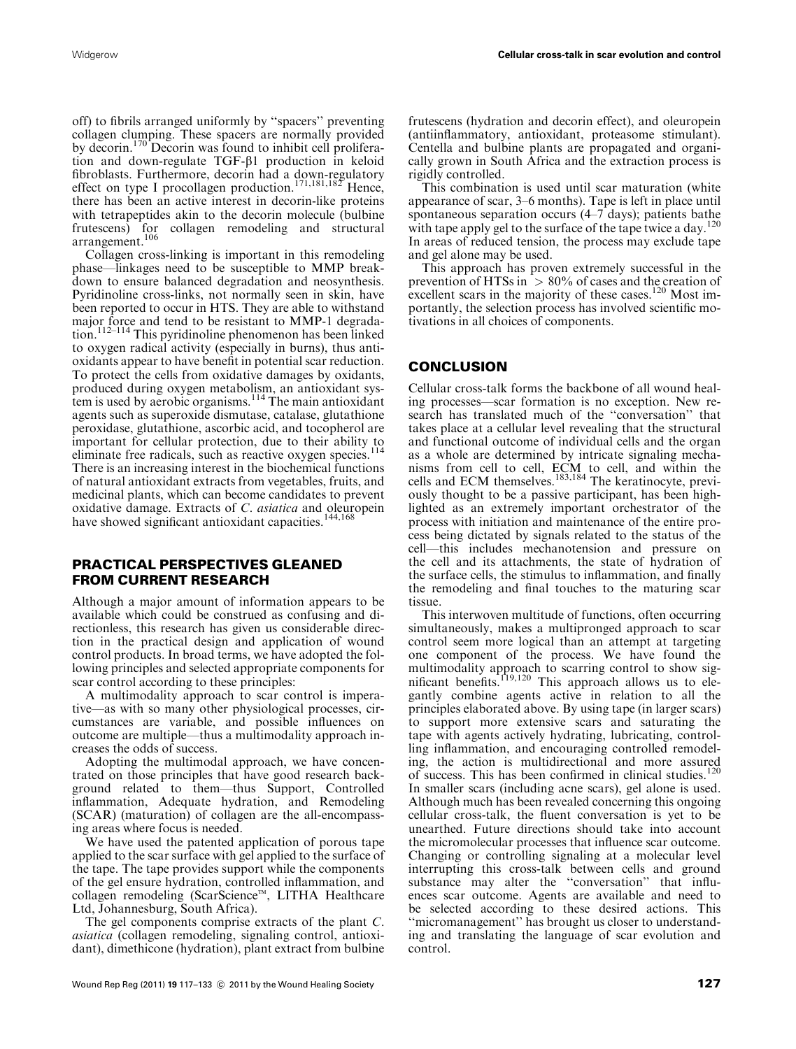off) to fibrils arranged uniformly by "spacers" preventing collagen clumping. These spacers are normally provided by decorin.[170] Decorin was found to inhibit cell proliferation and down-regulate TGF-β1 production in keloid fibroblasts. Furthermore, decorin had a down-regulatory effect on type I procollagen production.[171,181,182] Hence, there has been an active interest in decorin-like proteins with tetrapeptides akin to the decorin molecule (bulbine frutescens) for collagen remodeling and structural arrangement.[106]

Collagen cross-linking is important in this remodeling phase—linkages need to be susceptible to MMP breakdown to ensure balanced degradation and neosynthesis. Pyridinoline cross-links, not normally seen in skin, have been reported to occur in HTS. They are able to withstand major force and tend to be resistant to MMP-1 degradation.[112–114] This pyridinoline phenomenon has been linked to oxygen radical activity (especially in burns), thus antioxidants appear to have benefit in potential scar reduction. To protect the cells from oxidative damages by oxidants, produced during oxygen metabolism, an antioxidant system is used by aerobic organisms.[114] The main antioxidant agents such as superoxide dismutase, catalase, glutathione peroxidase, glutathione, ascorbic acid, and tocopherol are important for cellular protection, due to their ability to eliminate free radicals, such as reactive oxygen species.[114] There is an increasing interest in the biochemical functions of natural antioxidant extracts from vegetables, fruits, and medicinal plants, which can become candidates to prevent oxidative damage. Extracts of *C. asiatica* and oleuropein have showed significant antioxidant capacities.[144,168]

## PRACTICAL PERSPECTIVES GLEANED FROM CURRENT RESEARCH

Although a major amount of information appears to be available which could be construed as confusing and directionless, this research has given us considerable direction in the practical design and application of wound control products. In broad terms, we have adopted the following principles and selected appropriate components for scar control according to these principles:

A multimodality approach to scar control is imperative—as with so many other physiological processes, circumstances are variable, and possible influences on outcome are multiple—thus a multimodality approach increases the odds of success.

Adopting the multimodal approach, we have concentrated on those principles that have good research background related to them—thus Support, Controlled inflammation, Adequate hydration, and Remodeling (SCAR) (maturation) of collagen are the all-encompassing areas where focus is needed.

We have used the patented application of porous tape applied to the scar surface with gel applied to the surface of the tape. The tape provides support while the components of the gel ensure hydration, controlled inflammation, and collagen remodeling (ScarScience™, LITHA Healthcare Ltd, Johannesburg, South Africa).

The gel components comprise extracts of the plant *C. asiatica* (collagen remodeling, signaling control, antioxidant), dimethicone (hydration), plant extract from bulbine frutescens (hydration and decorin effect), and oleuropein (antiinflammatory, antioxidant, proteasome stimulant). Centella and bulbine plants are propagated and organically grown in South Africa and the extraction process is rigidly controlled.

This combination is used until scar maturation (white appearance of scar, 3–6 months). Tape is left in place until spontaneous separation occurs (4–7 days); patients bathe with tape apply gel to the surface of the tape twice a day.[120] In areas of reduced tension, the process may exclude tape and gel alone may be used.

This approach has proven extremely successful in the prevention of HTSs in $> 80\%$ of cases and the creation of excellent scars in the majority of these cases.[120] Most importantly, the selection process has involved scientific motivations in all choices of components.

## CONCLUSION

Cellular cross-talk forms the backbone of all wound healing processes—scar formation is no exception. New research has translated much of the "conversation" that takes place at a cellular level revealing that the structural and functional outcome of individual cells and the organ as a whole are determined by intricate signaling mechanisms from cell to cell, ECM to cell, and within the cells and ECM themselves.[183,184] The keratinocyte, previously thought to be a passive participant, has been highlighted as an extremely important orchestrator of the process with initiation and maintenance of the entire process being dictated by signals related to the status of the cell—this includes mechanotension and pressure on the cell and its attachments, the state of hydration of the surface cells, the stimulus to inflammation, and finally the remodeling and final touches to the maturing scar tissue.

This interwoven multitude of functions, often occurring simultaneously, makes a multipronged approach to scar control seem more logical than an attempt at targeting one component of the process. We have found the multimodality approach to scarring control to show significant benefits.[119,120] This approach allows us to elegantly combine agents active in relation to all the principles elaborated above. By using tape (in larger scars) to support more extensive scars and saturating the tape with agents actively hydrating, lubricating, controlling inflammation, and encouraging controlled remodeling, the action is multidirectional and more assured of success. This has been confirmed in clinical studies.[120] In smaller scars (including acne scars), gel alone is used. Although much has been revealed concerning this ongoing cellular cross-talk, the fluent conversation is yet to be unearthed. Future directions should take into account the micromolecular processes that influence scar outcome. Changing or controlling signaling at a molecular level interrupting this cross-talk between cells and ground substance may alter the "conversation" that influences scar outcome. Agents are available and need to be selected according to these desired actions. This "micromanagement" has brought us closer to understanding and translating the language of scar evolution and control.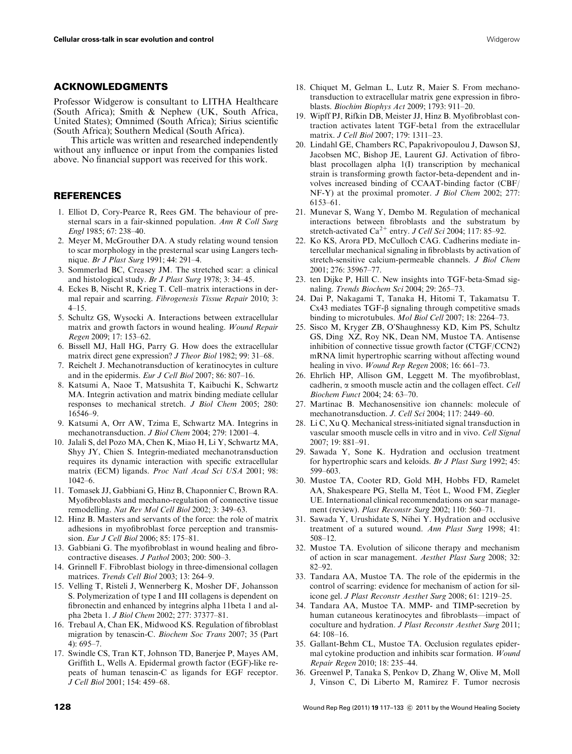## ACKNOWLEDGMENTS

Professor Widgerow is consultant to LITHA Healthcare (South Africa); Smith & Nephew (UK, South Africa, United States); Omnimed (South Africa); Sirius scientific (South Africa); Southern Medical (South Africa).

This article was written and researched independently without any influence or input from the companies listed above. No financial support was received for this work.

## REFERENCES

1. Elliot D, Cory-Pearce R, Rees GM. The behaviour of presternal scars in a fair-skinned population. *Ann R Coll Surg Engl* 1985; 67: 238–40.
2. Meyer M, McGrouther DA. A study relating wound tension to scar morphology in the presternal scar using Langers technique. *Br J Plast Surg* 1991; 44: 291–4.
3. Sommerlad BC, Creasey JM. The stretched scar: a clinical and histological study. *Br J Plast Surg* 1978; 3: 34–45.
4. Eckes B, Nischt R, Krieg T. Cell–matrix interactions in dermal repair and scarring. *Fibrogenesis Tissue Repair* 2010; 3: 4–15.
5. Schultz GS, Wysocki A. Interactions between extracellular matrix and growth factors in wound healing. *Wound Repair Regen* 2009; 17: 153–62.
6. Bissell MJ, Hall HG, Parry G. How does the extracellular matrix direct gene expression? *J Theor Biol* 1982; 99: 31–68.
7. Reichelt J. Mechanotransduction of keratinocytes in culture and in the epidermis. *Eur J Cell Biol* 2007; 86: 807–16.
8. Katsumi A, Naoe T, Matsushita T, Kaibuchi K, Schwartz MA. Integrin activation and matrix binding mediate cellular responses to mechanical stretch. *J Biol Chem* 2005; 280: 16546–9.
9. Katsumi A, Orr AW, Tzima E, Schwartz MA. Integrins in mechanotransduction. *J Biol Chem* 2004; 279: 12001–4.
10. Jalali S, del Pozo MA, Chen K, Miao H, Li Y, Schwartz MA, Shyy JY, Chien S. Integrin-mediated mechanotransduction requires its dynamic interaction with specific extracellular matrix (ECM) ligands. *Proc Natl Acad Sci USA* 2001; 98: 1042–6.
11. Tomasek JJ, Gabbiani G, Hinz B, Chaponnier C, Brown RA. Myofibroblasts and mechano-regulation of connective tissue remodelling. *Nat Rev Mol Cell Biol* 2002; 3: 349–63.
12. Hinz B. Masters and servants of the force: the role of matrix adhesions in myofibroblast force perception and transmission. *Eur J Cell Biol* 2006; 85: 175–81.
13. Gabbiani G. The myofibroblast in wound healing and fibrocontractive diseases. *J Pathol* 2003; 200: 500–3.
14. Grinnell F. Fibroblast biology in three-dimensional collagen matrices. *Trends Cell Biol* 2003; 13: 264–9.
15. Velling T, Risteli J, Wennerberg K, Mosher DF, Johansson S. Polymerization of type I and III collagens is dependent on fibronectin and enhanced by integrins alpha 11beta 1 and alpha 2beta 1. *J Biol Chem* 2002; 277: 37377–81.
16. Trebaul A, Chan EK, Midwood KS. Regulation of fibroblast migration by tenascin-C. *Biochem Soc Trans* 2007; 35 (Part 4): 695–7.
17. Swindle CS, Tran KT, Johnson TD, Banerjee P, Mayes AM, Griffith L, Wells A. Epidermal growth factor (EGF)-like repeats of human tenascin-C as ligands for EGF receptor. *J Cell Biol* 2001; 154: 459–68.
18. Chiquet M, Gelman L, Lutz R, Maier S. From mechanotransduction to extracellular matrix gene expression in fibroblasts. *Biochim Biophys Act* 2009; 1793: 911–20.
19. Wipff PJ, Rifkin DB, Meister JJ, Hinz B. Myofibroblast contraction activates latent TGF-beta1 from the extracellular matrix. *J Cell Biol* 2007; 179: 1311–23.
20. Lindahl GE, Chambers RC, Papakrivopoulou J, Dawson SJ, Jacobsen MC, Bishop JE, Laurent GJ. Activation of fibroblast procollagen alpha 1(I) transcription by mechanical strain is transforming growth factor-beta-dependent and involves increased binding of CCAAT-binding factor (CBF/NF-Y) at the proximal promoter. *J Biol Chem* 2002; 277: 6153–61.
21. Munevar S, Wang Y, Dembo M. Regulation of mechanical interactions between fibroblasts and the substratum by stretch-activated $Ca^{2+}$ entry. *J Cell Sci* 2004; 117: 85–92.
22. Ko KS, Arora PD, McCulloch CAG. Cadherins mediate intercellular mechanical signaling in fibroblasts by activation of stretch-sensitive calcium-permeable channels. *J Biol Chem* 2001; 276: 35967–77.
23. ten Dijke P, Hill C. New insights into TGF-beta-Smad signaling. *Trends Biochem Sci* 2004; 29: 265–73.
24. Dai P, Nakagami T, Tanaka H, Hitomi T, Takamatsu T. Cx43 mediates TGF-β signaling through competitive smads binding to microtubules. *Mol Biol Cell* 2007; 18: 2264–73.
25. Sisco M, Kryger ZB, O'Shaughnessy KD, Kim PS, Schultz GS, Ding XZ, Roy NK, Dean NM, Mustoe TA. Antisense inhibition of connective tissue growth factor (CTGF/CCN2) mRNA limit hypertrophic scarring without affecting wound healing in vivo. *Wound Rep Regen* 2008; 16: 661–73.
26. Ehrlich HP, Allison GM, Leggett M. The myofibroblast, cadherin, α smooth muscle actin and the collagen effect. *Cell Biochem Funct* 2004; 24: 63–70.
27. Martinac B. Mechanosensitive ion channels: molecule of mechanotransduction. *J. Cell Sci* 2004; 117: 2449–60.
28. Li C, Xu Q. Mechanical stress-initiated signal transduction in vascular smooth muscle cells in vitro and in vivo. *Cell Signal* 2007; 19: 881–91.
29. Sawada Y, Sone K. Hydration and occlusion treatment for hypertrophic scars and keloids. *Br J Plast Surg* 1992; 45: 599–603.
30. Mustoe TA, Cooter RD, Gold MH, Hobbs FD, Ramelet AA, Shakespeare PG, Stella M, Téot L, Wood FM, Ziegler UE. International clinical recommendations on scar management (review). *Plast Reconstr Surg* 2002; 110: 560–71.
31. Sawada Y, Urushidate S, Nihei Y. Hydration and occlusive treatment of a sutured wound. *Ann Plast Surg* 1998; 41: 508–12.
32. Mustoe TA. Evolution of silicone therapy and mechanism of action in scar management. *Aesthet Plast Surg* 2008; 32: 82–92.
33. Tandara AA, Mustoe TA. The role of the epidermis in the control of scarring: evidence for mechanism of action for silicone gel. *J Plast Reconstr Aesthet Surg* 2008; 61: 1219–25.
34. Tandara AA, Mustoe TA. MMP- and TIMP-secretion by human cutaneous keratinocytes and fibroblasts—impact of coculture and hydration. *J Plast Reconstr Aesthet Surg* 2011; 64: 108–16.
35. Gallant-Behm CL, Mustoe TA. Occlusion regulates epidermal cytokine production and inhibits scar formation. *Wound Repair Regen* 2010; 18: 235–44.
36. Greenwel P, Tanaka S, Penkov D, Zhang W, Olive M, Moll J, Vinson C, Di Liberto M, Ramirez F. Tumor necrosis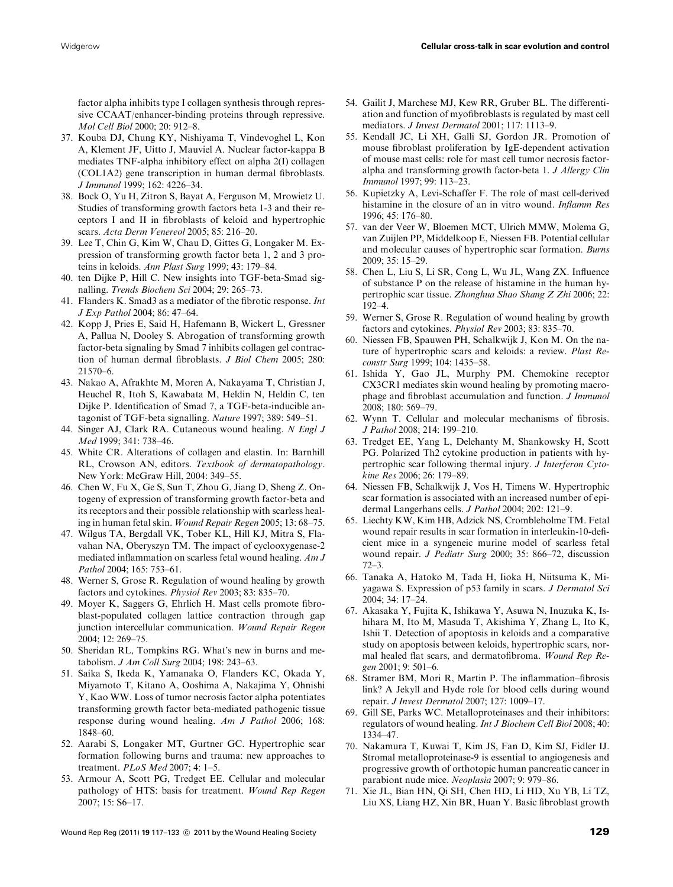factor alpha inhibits type I collagen synthesis through repressive CCAAT/enhancer-binding proteins through repressive. *Mol Cell Biol* 2000; 20: 912–8.

37. Kouba DJ, Chung KY, Nishiyama T, Vindevoghel L, Kon A, Klement JF, Uitto J, Mauviel A. Nuclear factor-kappa B mediates TNF-alpha inhibitory effect on alpha 2(I) collagen (COL1A2) gene transcription in human dermal fibroblasts. *J Immunol* 1999; 162: 4226–34.
38. Bock O, Yu H, Zitron S, Bayat A, Ferguson M, Mrowietz U. Studies of transforming growth factors beta 1-3 and their receptors I and II in fibroblasts of keloid and hypertrophic scars. *Acta Derm Venereol* 2005; 85: 216–20.
39. Lee T, Chin G, Kim W, Chau D, Gittes G, Longaker M. Expression of transforming growth factor beta 1, 2 and 3 proteins in keloids. *Ann Plast Surg* 1999; 43: 179–84.
40. ten Dijke P, Hill C. New insights into TGF-beta-Smad signalling. *Trends Biochem Sci* 2004; 29: 265–73.
41. Flanders K. Smad3 as a mediator of the fibrotic response. *Int J Exp Pathol* 2004; 86: 47–64.
42. Kopp J, Pries E, Said H, Hafemann B, Wickert L, Gressner A, Pallua N, Dooley S. Abrogation of transforming growth factor-beta signaling by Smad 7 inhibits collagen gel contraction of human dermal fibroblasts. *J Biol Chem* 2005; 280: 21570–6.
43. Nakao A, Afrakhte M, Moren A, Nakayama T, Christian J, Heuchel R, Itoh S, Kawabata M, Heldin N, Heldin C, ten Dijke P. Identification of Smad 7, a TGF-beta-inducible antagonist of TGF-beta signalling. *Nature* 1997; 389: 549–51.
44. Singer AJ, Clark RA. Cutaneous wound healing. *N Engl J Med* 1999; 341: 738–46.
45. White CR. Alterations of collagen and elastin. In: Barnhill RL, Crowson AN, editors. *Textbook of dermatopathology*. New York: McGraw Hill, 2004: 349–55.
46. Chen W, Fu X, Ge S, Sun T, Zhou G, Jiang D, Sheng Z. Ontogeny of expression of transforming growth factor-beta and its receptors and their possible relationship with scarless healing in human fetal skin. *Wound Repair Regen* 2005; 13: 68–75.
47. Wilgus TA, Bergdall VK, Tober KL, Hill KJ, Mitra S, Flavahan NA, Oberyszyn TM. The impact of cyclooxygenase-2 mediated inflammation on scarless fetal wound healing. *Am J Pathol* 2004; 165: 753–61.
48. Werner S, Grose R. Regulation of wound healing by growth factors and cytokines. *Physiol Rev* 2003; 83: 835–70.
49. Moyer K, Saggers G, Ehrlich H. Mast cells promote fibroblast-populated collagen lattice contraction through gap junction intercellular communication. *Wound Repair Regen* 2004; 12: 269–75.
50. Sheridan RL, Tompkins RG. What's new in burns and metabolism. *J Am Coll Surg* 2004; 198: 243–63.
51. Saika S, Ikeda K, Yamanaka O, Flanders KC, Okada Y, Miyamoto T, Kitano A, Ooshima A, Nakajima Y, Ohnishi Y, Kao WW. Loss of tumor necrosis factor alpha potentiates transforming growth factor beta-mediated pathogenic tissue response during wound healing. *Am J Pathol* 2006; 168: 1848–60.
52. Aarabi S, Longaker MT, Gurtner GC. Hypertrophic scar formation following burns and trauma: new approaches to treatment. *PLoS Med* 2007; 4: 1–5.
53. Armour A, Scott PG, Tredget EE. Cellular and molecular pathology of HTS: basis for treatment. *Wound Rep Regen* 2007; 15: S6–17.
54. Gailit J, Marchese MJ, Kew RR, Gruber BL. The differentiation and function of myofibroblasts is regulated by mast cell mediators. *J Invest Dermatol* 2001; 117: 1113–9.
55. Kendall JC, Li XH, Galli SJ, Gordon JR. Promotion of mouse fibroblast proliferation by IgE-dependent activation of mouse mast cells: role for mast cell tumor necrosis factor-alpha and transforming growth factor-beta 1. *J Allergy Clin Immunol* 1997; 99: 113–23.
56. Kupietzky A, Levi-Schaffer F. The role of mast cell-derived histamine in the closure of an in vitro wound. *Inflamm Res* 1996; 45: 176–80.
57. van der Veer W, Bloemen MCT, Ulrich MMW, Molema G, van Zuijlen PP, Middelkoop E, Niessen FB. Potential cellular and molecular causes of hypertrophic scar formation. *Burns* 2009; 35: 15–29.
58. Chen L, Liu S, Li SR, Cong L, Wu JL, Wang ZX. Influence of substance P on the release of histamine in the human hypertrophic scar tissue. *Zhonghua Shao Shang Z Zhi* 2006; 22: 192–4.
59. Werner S, Grose R. Regulation of wound healing by growth factors and cytokines. *Physiol Rev* 2003; 83: 835–70.
60. Niessen FB, Spauwen PH, Schalkwijk J, Kon M. On the nature of hypertrophic scars and keloids: a review. *Plast Reconstr Surg* 1999; 104: 1435–58.
61. Ishida Y, Gao JL, Murphy PM. Chemokine receptor CX3CR1 mediates skin wound healing by promoting macrophage and fibroblast accumulation and function. *J Immunol* 2008; 180: 569–79.
62. Wynn T. Cellular and molecular mechanisms of fibrosis. *J Pathol* 2008; 214: 199–210.
63. Tredget EE, Yang L, Delehanty M, Shankowsky H, Scott PG. Polarized Th2 cytokine production in patients with hypertrophic scar following thermal injury. *J Interferon Cytokine Res* 2006; 26: 179–89.
64. Niessen FB, Schalkwijk J, Vos H, Timens W. Hypertrophic scar formation is associated with an increased number of epidermal Langerhans cells. *J Pathol* 2004; 202: 121–9.
65. Liechty KW, Kim HB, Adzick NS, Crombleholme TM. Fetal wound repair results in scar formation in interleukin-10-deficient mice in a syngeneic murine model of scarless fetal wound repair. *J Pediatr Surg* 2000; 35: 866–72, discussion 72–3.
66. Tanaka A, Hatoko M, Tada H, Iioka H, Niitsuma K, Miyagawa S. Expression of p53 family in scars. *J Dermatol Sci* 2004; 34: 17–24.
67. Akasaka Y, Fujita K, Ishikawa Y, Asuwa N, Inuzuka K, Ishihara M, Ito M, Masuda T, Akishima Y, Zhang L, Ito K, Ishii T. Detection of apoptosis in keloids and a comparative study on apoptosis between keloids, hypertrophic scars, normal healed flat scars, and dermatofibroma. *Wound Rep Regen* 2001; 9: 501–6.
68. Stramer BM, Mori R, Martin P. The inflammation–fibrosis link? A Jekyll and Hyde role for blood cells during wound repair. *J Invest Dermatol* 2007; 127: 1009–17.
69. Gill SE, Parks WC. Metalloproteinases and their inhibitors: regulators of wound healing. *Int J Biochem Cell Biol* 2008; 40: 1334–47.
70. Nakamura T, Kuwai T, Kim JS, Fan D, Kim SJ, Fidler IJ. Stromal metalloproteinase-9 is essential to angiogenesis and progressive growth of orthotopic human pancreatic cancer in parabiont nude mice. *Neoplasia* 2007; 9: 979–86.
71. Xie JL, Bian HN, Qi SH, Chen HD, Li HD, Xu YB, Li TZ, Liu XS, Liang HZ, Xin BR, Huan Y. Basic fibroblast growth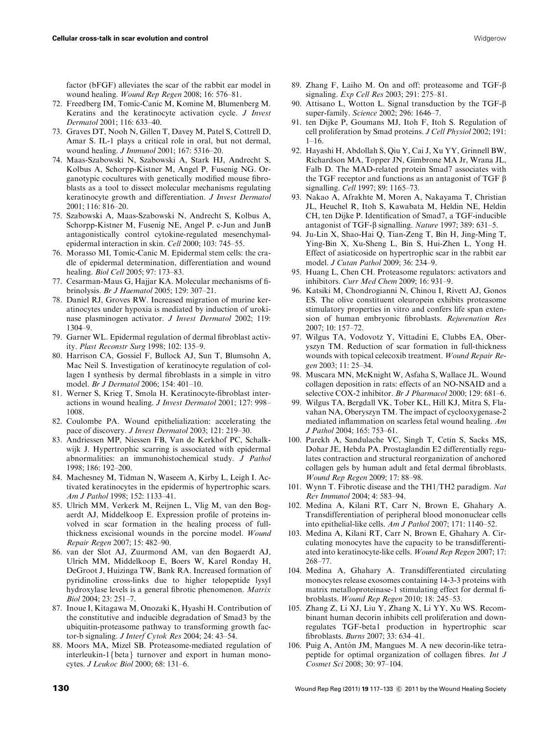factor (bFGF) alleviates the scar of the rabbit ear model in wound healing. *Wound Rep Regen* 2008; 16: 576–81.

72. Freedberg IM, Tomic-Canic M, Komine M, Blumenberg M. Keratins and the keratinocyte activation cycle. *J Invest Dermatol* 2001; 116: 633–40.
73. Graves DT, Nooh N, Gillen T, Davey M, Patel S, Cottrell D, Amar S. IL-1 plays a critical role in oral, but not dermal, wound healing. *J Immunol* 2001; 167: 5316–20.
74. Maas-Szabowski N, Szabowski A, Stark HJ, Andrecht S, Kolbus A, Schorpp-Kistner M, Angel P, Fusenig NG. Organotypic cocultures with genetically modified mouse fibroblasts as a tool to dissect molecular mechanisms regulating keratinocyte growth and differentiation. *J Invest Dermatol* 2001; 116: 816–20.
75. Szabowski A, Maas-Szabowski N, Andrecht S, Kolbus A, Schorpp-Kistner M, Fusenig NE, Angel P. c-Jun and JunB antagonistically control cytokine-regulated mesenchymal-epidermal interaction in skin. *Cell* 2000; 103: 745–55.
76. Morasso MI, Tomic-Canic M. Epidermal stem cells: the cradle of epidermal determination, differentiation and wound healing. *Biol Cell* 2005; 97: 173–83.
77. Cesarman-Maus G, Hajjar KA. Molecular mechanisms of fibrinolysis. *Br J Haematol* 2005; 129: 307–21.
78. Daniel RJ, Groves RW. Increased migration of murine keratinocytes under hypoxia is mediated by induction of urokinase plasminogen activator. *J Invest Dermatol* 2002; 119: 1304–9.
79. Garner WL. Epidermal regulation of dermal fibroblast activity. *Plast Reconstr Surg* 1998; 102: 135–9.
80. Harrison CA, Gossiel F, Bullock AJ, Sun T, Blumsohn A, Mac Neil S. Investigation of keratinocyte regulation of collagen I synthesis by dermal fibroblasts in a simple in vitro model. *Br J Dermatol* 2006; 154: 401–10.
81. Werner S, Krieg T, Smola H. Keratinocyte-fibroblast interactions in wound healing. *J Invest Dermatol* 2001; 127: 998–1008.
82. Coulombe PA. Wound epithelialization: accelerating the pace of discovery. *J Invest Dermatol* 2003; 121: 219–30.
83. Andriessen MP, Niessen FB, Van de Kerkhof PC, Schalkwijk J. Hypertrophic scarring is associated with epidermal abnormalities: an immunohistochemical study. *J Pathol* 1998; 186: 192–200.
84. Machesney M, Tidman N, Waseem A, Kirby L, Leigh I. Activated keratinocytes in the epidermis of hypertrophic scars. *Am J Pathol* 1998; 152: 1133–41.
85. Ulrich MM, Verkerk M, Reijnen L, Vlig M, van den Bogaerdt AJ, Middelkoop E. Expression profile of proteins involved in scar formation in the healing process of full-thickness excisional wounds in the porcine model. *Wound Repair Regen* 2007; 15: 482–90.
86. van der Slot AJ, Zuurmond AM, van den Bogaerdt AJ, Ulrich MM, Middelkoop E, Boers W, Karel Ronday H, DeGroot J, Huizinga TW, Bank RA. Increased formation of pyridinoline cross-links due to higher telopeptide lysyl hydroxylase levels is a general fibrotic phenomenon. *Matrix Biol* 2004; 23: 251–7.
87. Inoue I, Kitagawa M, Onozaki K, Hyashi H. Contribution of the constitutive and inducible degradation of Smad3 by the ubiquitin-proteasome pathway to transforming growth factor-b signaling. *J Interf Cytok Res* 2004; 24: 43–54.
88. Moors MA, Mizel SB. Proteasome-mediated regulation of interleukin-1{beta} turnover and export in human monocytes. *J Leukoc Biol* 2000; 68: 131–6.
89. Zhang F, Laiho M. On and off: proteasome and TGF-β signaling. *Exp Cell Res* 2003; 291: 275–81.
90. Attisano L, Wotton L. Signal transduction by the TGF-β super-family. *Science* 2002; 296: 1646–7.
91. ten Dijke P, Goumans MJ, Itoh F, Itoh S. Regulation of cell proliferation by Smad proteins. *J Cell Physiol* 2002; 191: 1–16.
92. Hayashi H, Abdollah S, Qiu Y, Cai J, Xu YY, Grinnell BW, Richardson MA, Topper JN, Gimbrone MA Jr, Wrana JL, Falb D. The MAD-related protein Smad7 associates with the TGF receptor and functions as an antagonist of TGF β signalling. *Cell* 1997; 89: 1165–73.
93. Nakao A, Afrakhte M, Moren A, Nakayama T, Christian JL, Heuchel R, Itoh S, Kawabata M, Heldin NE, Heldin CH, ten Dijke P. Identification of Smad7, a TGF-inducible antagonist of TGF-β signalling. *Nature* 1997; 389: 631–5.
94. Ju-Lin X, Shao-Hai Q, Tian-Zeng T, Bin H, Jing-Ming T, Ying-Bin X, Xu-Sheng L, Bin S, Hui-Zhen L, Yong H. Effect of asiaticoside on hypertrophic scar in the rabbit ear model. *J Cutan Pathol* 2009; 36: 234–9.
95. Huang L, Chen CH. Proteasome regulators: activators and inhibitors. *Curr Med Chem* 2009; 16: 931–9.
96. Katsiki M, Chondrogianni N, Chinou I, Rivett AJ, Gonos ES. The olive constituent oleuropein exhibits proteasome stimulatory properties in vitro and confers life span extension of human embryonic fibroblasts. *Rejuvenation Res* 2007; 10: 157–72.
97. Wilgus TA, Vodovotz Y, Vittadini E, Clubbs EA, Oberyszyn TM. Reduction of scar formation in full-thickness wounds with topical celecoxib treatment. *Wound Repair Regen* 2003; 11: 25–34.
98. Muscara MN, McKnight W, Asfaha S, Wallace JL. Wound collagen deposition in rats: effects of an NO-NSAID and a selective COX-2 inhibitor. *Br J Pharmacol* 2000; 129: 681–6.
99. Wilgus TA, Bergdall VK, Tober KL, Hill KJ, Mitra S, Flavahan NA, Oberyszyn TM. The impact of cyclooxygenase-2 mediated inflammation on scarless fetal wound healing. *Am J Pathol* 2004; 165: 753–61.
100. Parekh A, Sandulache VC, Singh T, Cetin S, Sacks MS, Dohar JE, Hebda PA. Prostaglandin E2 differentially regulates contraction and structural reorganization of anchored collagen gels by human adult and fetal dermal fibroblasts. *Wound Rep Regen* 2009; 17: 88–98.
101. Wynn T. Fibrotic disease and the TH1/TH2 paradigm. *Nat Rev Immunol* 2004; 4: 583–94.
102. Medina A, Kilani RT, Carr N, Brown E, Ghahary A. Transdifferentiation of peripheral blood mononuclear cells into epithelial-like cells. *Am J Pathol* 2007; 171: 1140–52.
103. Medina A, Kilani RT, Carr N, Brown E, Ghahary A. Circulating monocytes have the capacity to be transdifferentiated into keratinocyte-like cells. *Wound Rep Regen* 2007; 17: 268–77.
104. Medina A, Ghahary A. Transdifferentiated circulating monocytes release exosomes containing 14-3-3 proteins with matrix metalloproteinase-1 stimulating effect for dermal fibroblasts. *Wound Rep Regen* 2010; 18: 245–53.
105. Zhang Z, Li XJ, Liu Y, Zhang X, Li YY, Xu WS. Recombinant human decorin inhibits cell proliferation and downregulates TGF-beta1 production in hypertrophic scar fibroblasts. *Burns* 2007; 33: 634–41.
106. Puig A, Antón JM, Mangues M. A new decorin-like tetrapeptide for optimal organization of collagen fibres. *Int J Cosmet Sci* 2008; 30: 97–104.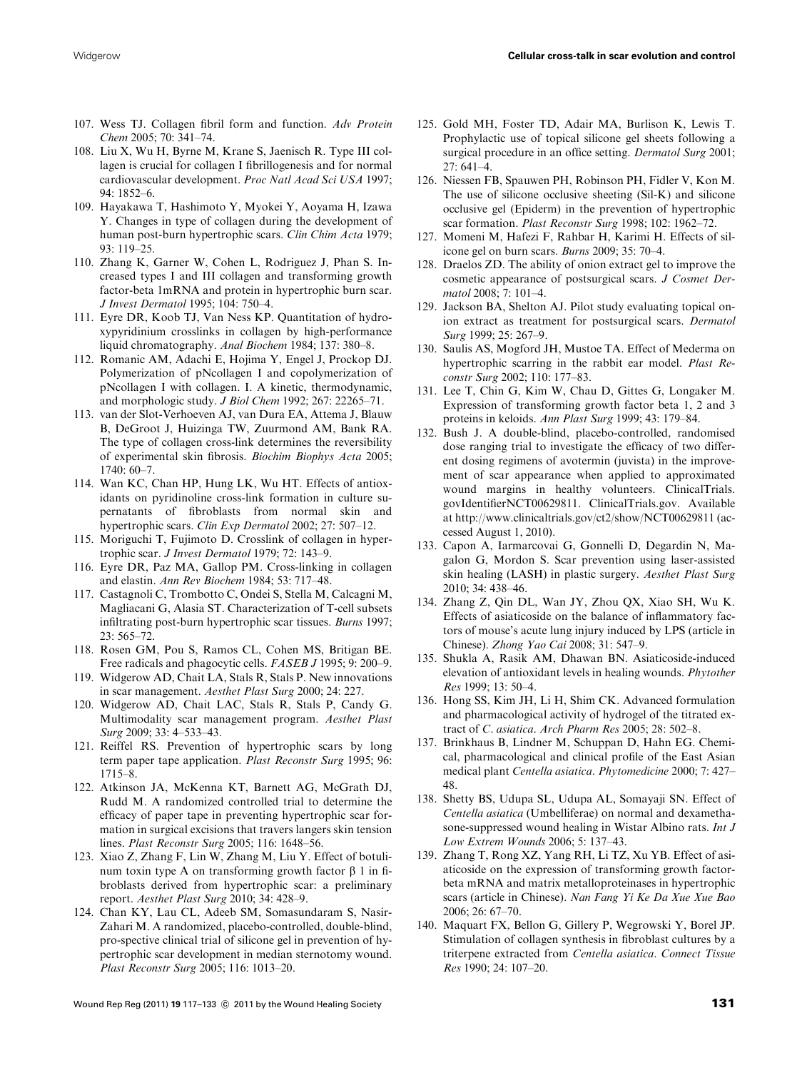107. Wess TJ. Collagen fibril form and function. *Adv Protein Chem* 2005; 70: 341–74.
108. Liu X, Wu H, Byrne M, Krane S, Jaenisch R. Type III collagen is crucial for collagen I fibrillogenesis and for normal cardiovascular development. *Proc Natl Acad Sci USA* 1997; 94: 1852–6.
109. Hayakawa T, Hashimoto Y, Myokei Y, Aoyama H, Izawa Y. Changes in type of collagen during the development of human post-burn hypertrophic scars. *Clin Chim Acta* 1979; 93: 119–25.
110. Zhang K, Garner W, Cohen L, Rodriguez J, Phan S. Increased types I and III collagen and transforming growth factor-beta 1mRNA and protein in hypertrophic burn scar. *J Invest Dermatol* 1995; 104: 750–4.
111. Eyre DR, Koob TJ, Van Ness KP. Quantitation of hydroxypyridinium crosslinks in collagen by high-performance liquid chromatography. *Anal Biochem* 1984; 137: 380–8.
112. Romanic AM, Adachi E, Hojima Y, Engel J, Prockop DJ. Polymerization of pNcollagen I and copolymerization of pNcollagen I with collagen. I. A kinetic, thermodynamic, and morphologic study. *J Biol Chem* 1992; 267: 22265–71.
113. van der Slot-Verhoeven AJ, van Dura EA, Attema J, Blauw B, DeGroot J, Huizinga TW, Zuurmond AM, Bank RA. The type of collagen cross-link determines the reversibility of experimental skin fibrosis. *Biochim Biophys Acta* 2005; 1740: 60–7.
114. Wan KC, Chan HP, Hung LK, Wu HT. Effects of antioxidants on pyridinoline cross-link formation in culture supernatants of fibroblasts from normal skin and hypertrophic scars. *Clin Exp Dermatol* 2002; 27: 507–12.
115. Moriguchi T, Fujimoto D. Crosslink of collagen in hypertrophic scar. *J Invest Dermatol* 1979; 72: 143–9.
116. Eyre DR, Paz MA, Gallop PM. Cross-linking in collagen and elastin. *Ann Rev Biochem* 1984; 53: 717–48.
117. Castagnoli C, Trombotto C, Ondei S, Stella M, Calcagni M, Magliacani G, Alasia ST. Characterization of T-cell subsets infiltrating post-burn hypertrophic scar tissues. *Burns* 1997; 23: 565–72.
118. Rosen GM, Pou S, Ramos CL, Cohen MS, Britigan BE. Free radicals and phagocytic cells. *FASEB J* 1995; 9: 200–9.
119. Widgerow AD, Chait LA, Stals R, Stals P. New innovations in scar management. *Aesthet Plast Surg* 2000; 24: 227.
120. Widgerow AD, Chait LAC, Stals R, Stals P, Candy G. Multimodality scar management program. *Aesthet Plast Surg* 2009; 33: 4–533–43.
121. Reiffel RS. Prevention of hypertrophic scars by long term paper tape application. *Plast Reconstr Surg* 1995; 96: 1715–8.
122. Atkinson JA, McKenna KT, Barnett AG, McGrath DJ, Rudd M. A randomized controlled trial to determine the efficacy of paper tape in preventing hypertrophic scar formation in surgical excisions that travers langers skin tension lines. *Plast Reconstr Surg* 2005; 116: 1648–56.
123. Xiao Z, Zhang F, Lin W, Zhang M, Liu Y. Effect of botulinum toxin type A on transforming growth factor β 1 in fibroblasts derived from hypertrophic scar: a preliminary report. *Aesthet Plast Surg* 2010; 34: 428–9.
124. Chan KY, Lau CL, Adeeb SM, Somasundaram S, Nasir-Zahari M. A randomized, placebo-controlled, double-blind, pro-spective clinical trial of silicone gel in prevention of hypertrophic scar development in median sternotomy wound. *Plast Reconstr Surg* 2005; 116: 1013–20.
125. Gold MH, Foster TD, Adair MA, Burlison K, Lewis T. Prophylactic use of topical silicone gel sheets following a surgical procedure in an office setting. *Dermatol Surg* 2001; 27: 641–4.
126. Niessen FB, Spauwen PH, Robinson PH, Fidler V, Kon M. The use of silicone occlusive sheeting (Sil-K) and silicone occlusive gel (Epiderm) in the prevention of hypertrophic scar formation. *Plast Reconstr Surg* 1998; 102: 1962–72.
127. Momeni M, Hafezi F, Rahbar H, Karimi H. Effects of silicone gel on burn scars. *Burns* 2009; 35: 70–4.
128. Draelos ZD. The ability of onion extract gel to improve the cosmetic appearance of postsurgical scars. *J Cosmet Dermatol* 2008; 7: 101–4.
129. Jackson BA, Shelton AJ. Pilot study evaluating topical onion extract as treatment for postsurgical scars. *Dermatol Surg* 1999; 25: 267–9.
130. Saulis AS, Mogford JH, Mustoe TA. Effect of Mederma on hypertrophic scarring in the rabbit ear model. *Plast Reconstr Surg* 2002; 110: 177–83.
131. Lee T, Chin G, Kim W, Chau D, Gittes G, Longaker M. Expression of transforming growth factor beta 1, 2 and 3 proteins in keloids. *Ann Plast Surg* 1999; 43: 179–84.
132. Bush J. A double-blind, placebo-controlled, randomised dose ranging trial to investigate the efficacy of two different dosing regimens of avotermin (juvista) in the improvement of scar appearance when applied to approximated wound margins in healthy volunteers. ClinicalTrials. govIdentifierNCT00629811. ClinicalTrials.gov. Available at http://www.clinicaltrials.gov/ct2/show/NCT00629811 (accessed August 1, 2010).
133. Capon A, Iarmarcovai G, Gonnelli D, Degardin N, Magalon G, Mordon S. Scar prevention using laser-assisted skin healing (LASH) in plastic surgery. *Aesthet Plast Surg* 2010; 34: 438–46.
134. Zhang Z, Qin DL, Wan JY, Zhou QX, Xiao SH, Wu K. Effects of asiaticoside on the balance of inflammatory factors of mouse's acute lung injury induced by LPS (article in Chinese). *Zhong Yao Cai* 2008; 31: 547–9.
135. Shukla A, Rasik AM, Dhawan BN. Asiaticoside-induced elevation of antioxidant levels in healing wounds. *Phytother Res* 1999; 13: 50–4.
136. Hong SS, Kim JH, Li H, Shim CK. Advanced formulation and pharmacological activity of hydrogel of the titrated extract of *C. asiatica*. *Arch Pharm Res* 2005; 28: 502–8.
137. Brinkhaus B, Lindner M, Schuppan D, Hahn EG. Chemical, pharmacological and clinical profile of the East Asian medical plant *Centella asiatica*. *Phytomedicine* 2000; 7: 427–48.
138. Shetty BS, Udupa SL, Udupa AL, Somayaji SN. Effect of *Centella asiatica* (Umbelliferae) on normal and dexamethasone-suppressed wound healing in Wistar Albino rats. *Int J Low Extrem Wounds* 2006; 5: 137–43.
139. Zhang T, Rong XZ, Yang RH, Li TZ, Xu YB. Effect of asiaticoside on the expression of transforming growth factor-beta mRNA and matrix metalloproteinases in hypertrophic scars (article in Chinese). *Nan Fang Yi Ke Da Xue Xue Bao* 2006; 26: 67–70.
140. Maquart FX, Bellon G, Gillery P, Wegrowski Y, Borel JP. Stimulation of collagen synthesis in fibroblast cultures by a triterpene extracted from *Centella asiatica*. *Connect Tissue Res* 1990; 24: 107–20.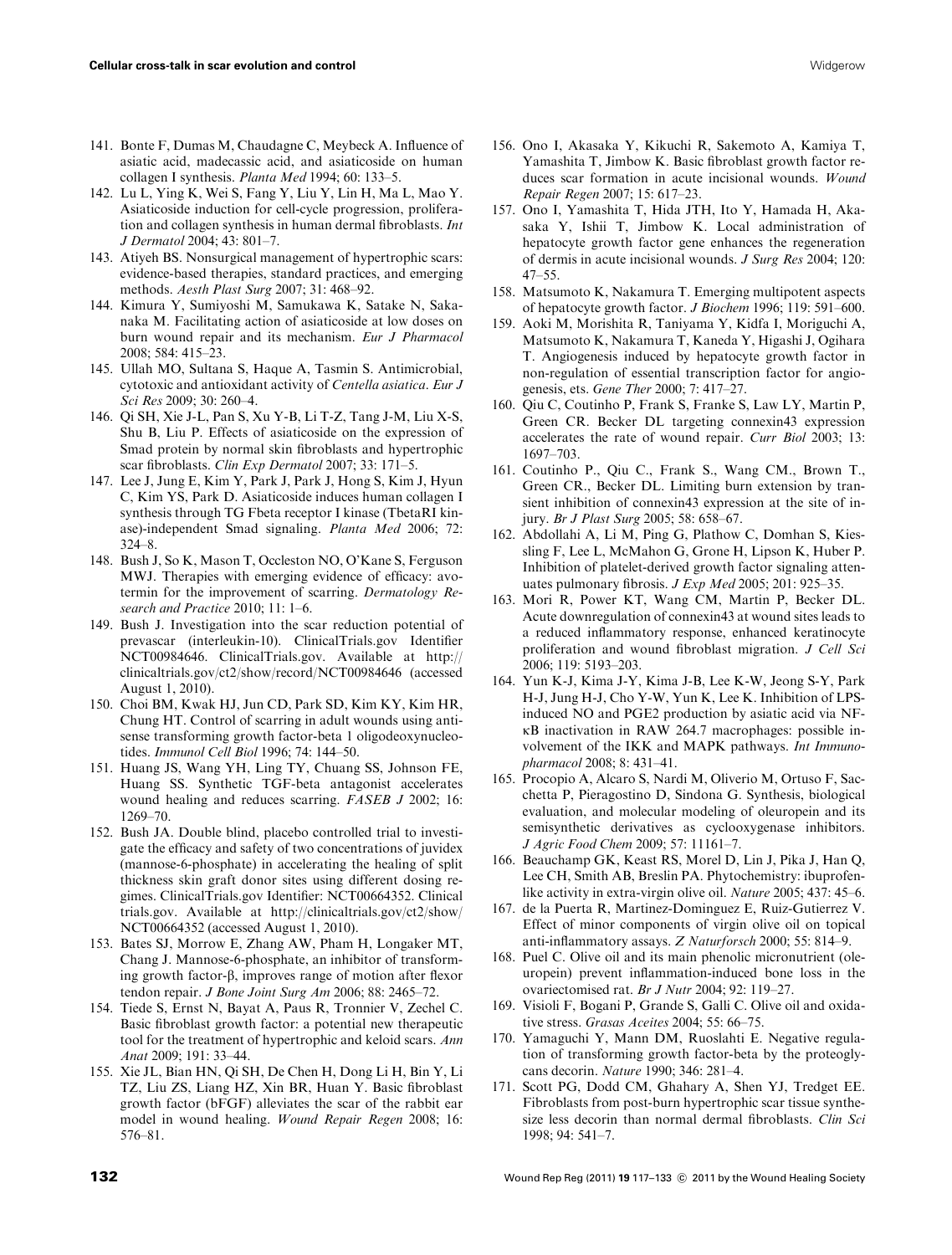141. Bonte F, Dumas M, Chaudagne C, Meybeck A. Influence of asiatic acid, madecassic acid, and asiaticoside on human collagen I synthesis. *Planta Med* 1994; 60: 133–5.
142. Lu L, Ying K, Wei S, Fang Y, Liu Y, Lin H, Ma L, Mao Y. Asiaticoside induction for cell-cycle progression, proliferation and collagen synthesis in human dermal fibroblasts. *Int J Dermatol* 2004; 43: 801–7.
143. Atiyeh BS. Nonsurgical management of hypertrophic scars: evidence-based therapies, standard practices, and emerging methods. *Aesth Plast Surg* 2007; 31: 468–92.
144. Kimura Y, Sumiyoshi M, Samukawa K, Satake N, Sakanaka M. Facilitating action of asiaticoside at low doses on burn wound repair and its mechanism. *Eur J Pharmacol* 2008; 584: 415–23.
145. Ullah MO, Sultana S, Haque A, Tasmin S. Antimicrobial, cytotoxic and antioxidant activity of *Centella asiatica*. *Eur J Sci Res* 2009; 30: 260–4.
146. Qi SH, Xie J-L, Pan S, Xu Y-B, Li T-Z, Tang J-M, Liu X-S, Shu B, Liu P. Effects of asiaticoside on the expression of Smad protein by normal skin fibroblasts and hypertrophic scar fibroblasts. *Clin Exp Dermatol* 2007; 33: 171–5.
147. Lee J, Jung E, Kim Y, Park J, Park J, Hong S, Kim J, Hyun C, Kim YS, Park D. Asiaticoside induces human collagen I synthesis through TG Fbeta receptor I kinase (TbetaRI kinase)-independent Smad signaling. *Planta Med* 2006; 72: 324–8.
148. Bush J, So K, Mason T, Occleston NO, O'Kane S, Ferguson MWJ. Therapies with emerging evidence of efficacy: avotermin for the improvement of scarring. *Dermatology Research and Practice* 2010; 11: 1–6.
149. Bush J. Investigation into the scar reduction potential of prevascar (interleukin-10). ClinicalTrials.gov Identifier NCT00984646. ClinicalTrials.gov. Available at http://clinicaltrials.gov/ct2/show/record/NCT00984646 (accessed August 1, 2010).
150. Choi BM, Kwak HJ, Jun CD, Park SD, Kim KY, Kim HR, Chung HT. Control of scarring in adult wounds using antisense transforming growth factor-beta 1 oligodeoxynucleotides. *Immunol Cell Biol* 1996; 74: 144–50.
151. Huang JS, Wang YH, Ling TY, Chuang SS, Johnson FE, Huang SS. Synthetic TGF-beta antagonist accelerates wound healing and reduces scarring. *FASEB J* 2002; 16: 1269–70.
152. Bush JA. Double blind, placebo controlled trial to investigate the efficacy and safety of two concentrations of juvidex (mannose-6-phosphate) in accelerating the healing of split thickness skin graft donor sites using different dosing regimes. ClinicalTrials.gov Identifier: NCT00664352. Clinical trials.gov. Available at http://clinicaltrials.gov/ct2/show/NCT00664352 (accessed August 1, 2010).
153. Bates SJ, Morrow E, Zhang AW, Pham H, Longaker MT, Chang J. Mannose-6-phosphate, an inhibitor of transforming growth factor-β, improves range of motion after flexor tendon repair. *J Bone Joint Surg Am* 2006; 88: 2465–72.
154. Tiede S, Ernst N, Bayat A, Paus R, Tronnier V, Zechel C. Basic fibroblast growth factor: a potential new therapeutic tool for the treatment of hypertrophic and keloid scars. *Ann Anat* 2009; 191: 33–44.
155. Xie JL, Bian HN, Qi SH, De Chen H, Dong Li H, Bin Y, Li TZ, Liu ZS, Liang HZ, Xin BR, Huan Y. Basic fibroblast growth factor (bFGF) alleviates the scar of the rabbit ear model in wound healing. *Wound Repair Regen* 2008; 16: 576–81.
156. Ono I, Akasaka Y, Kikuchi R, Sakemoto A, Kamiya T, Yamashita T, Jimbow K. Basic fibroblast growth factor reduces scar formation in acute incisional wounds. *Wound Repair Regen* 2007; 15: 617–23.
157. Ono I, Yamashita T, Hida JTH, Ito Y, Hamada H, Akasaka Y, Ishii T, Jimbow K. Local administration of hepatocyte growth factor gene enhances the regeneration of dermis in acute incisional wounds. *J Surg Res* 2004; 120: 47–55.
158. Matsumoto K, Nakamura T. Emerging multipotent aspects of hepatocyte growth factor. *J Biochem* 1996; 119: 591–600.
159. Aoki M, Morishita R, Taniyama Y, Kidfa I, Moriguchi A, Matsumoto K, Nakamura T, Kaneda Y, Higashi J, Ogihara T. Angiogenesis induced by hepatocyte growth factor in non-regulation of essential transcription factor for angiogenesis, ets. *Gene Ther* 2000; 7: 417–27.
160. Qiu C, Coutinho P, Frank S, Franke S, Law LY, Martin P, Green CR. Becker DL targeting connexin43 expression accelerates the rate of wound repair. *Curr Biol* 2003; 13: 1697–703.
161. Coutinho P., Qiu C., Frank S., Wang CM., Brown T., Green CR., Becker DL. Limiting burn extension by transient inhibition of connexin43 expression at the site of injury. *Br J Plast Surg* 2005; 58: 658–67.
162. Abdollahi A, Li M, Ping G, Plathow C, Domhan S, Kiessling F, Lee L, McMahon G, Grone H, Lipson K, Huber P. Inhibition of platelet-derived growth factor signaling attenuates pulmonary fibrosis. *J Exp Med* 2005; 201: 925–35.
163. Mori R, Power KT, Wang CM, Martin P, Becker DL. Acute downregulation of connexin43 at wound sites leads to a reduced inflammatory response, enhanced keratinocyte proliferation and wound fibroblast migration. *J Cell Sci* 2006; 119: 5193–203.
164. Yun K-J, Kima J-Y, Kima J-B, Lee K-W, Jeong S-Y, Park H-J, Jung H-J, Cho Y-W, Yun K, Lee K. Inhibition of LPS-induced NO and PGE2 production by asiatic acid via NF-κB inactivation in RAW 264.7 macrophages: possible involvement of the IKK and MAPK pathways. *Int Immunopharmacol* 2008; 8: 431–41.
165. Procopio A, Alcaro S, Nardi M, Oliverio M, Ortuso F, Sacchetta P, Pieragostino D, Sindona G. Synthesis, biological evaluation, and molecular modeling of oleuropein and its semisynthetic derivatives as cyclooxygenase inhibitors. *J Agric Food Chem* 2009; 57: 11161–7.
166. Beauchamp GK, Keast RS, Morel D, Lin J, Pika J, Han Q, Lee CH, Smith AB, Breslin PA. Phytochemistry: ibuprofen-like activity in extra-virgin olive oil. *Nature* 2005; 437: 45–6.
167. de la Puerta R, Martinez-Dominguez E, Ruiz-Gutierrez V. Effect of minor components of virgin olive oil on topical anti-inflammatory assays. *Z Naturforsch* 2000; 55: 814–9.
168. Puel C. Olive oil and its main phenolic micronutrient (oleuropein) prevent inflammation-induced bone loss in the ovariectomised rat. *Br J Nutr* 2004; 92: 119–27.
169. Visioli F, Bogani P, Grande S, Galli C. Olive oil and oxidative stress. *Grasas Aceites* 2004; 55: 66–75.
170. Yamaguchi Y, Mann DM, Ruoslahti E. Negative regulation of transforming growth factor-beta by the proteoglycans decorin. *Nature* 1990; 346: 281–4.
171. Scott PG, Dodd CM, Ghahary A, Shen YJ, Tredget EE. Fibroblasts from post-burn hypertrophic scar tissue synthesize less decorin than normal dermal fibroblasts. *Clin Sci* 1998; 94: 541–7.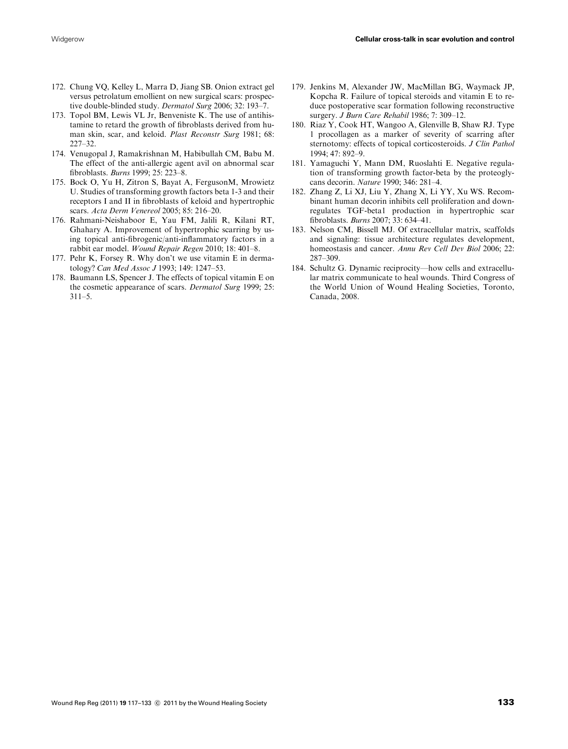172. Chung VQ, Kelley L, Marra D, Jiang SB. Onion extract gel versus petrolatum emollient on new surgical scars: prospective double-blinded study. *Dermatol Surg* 2006; 32: 193–7.
173. Topol BM, Lewis VL Jr, Benveniste K. The use of antihistamine to retard the growth of fibroblasts derived from human skin, scar, and keloid. *Plast Reconstr Surg* 1981; 68: 227–32.
174. Venugopal J, Ramakrishnan M, Habibullah CM, Babu M. The effect of the anti-allergic agent avil on abnormal scar fibroblasts. *Burns* 1999; 25: 223–8.
175. Bock O, Yu H, Zitron S, Bayat A, FergusonM, Mrowietz U. Studies of transforming growth factors beta 1-3 and their receptors I and II in fibroblasts of keloid and hypertrophic scars. *Acta Derm Venereol* 2005; 85: 216–20.
176. Rahmani-Neishaboor E, Yau FM, Jalili R, Kilani RT, Ghahary A. Improvement of hypertrophic scarring by using topical anti-fibrogenic/anti-inflammatory factors in a rabbit ear model. *Wound Repair Regen* 2010; 18: 401–8.
177. Pehr K, Forsey R. Why don't we use vitamin E in dermatology? *Can Med Assoc J* 1993; 149: 1247–53.
178. Baumann LS, Spencer J. The effects of topical vitamin E on the cosmetic appearance of scars. *Dermatol Surg* 1999; 25: 311–5.
179. Jenkins M, Alexander JW, MacMillan BG, Waymack JP, Kopcha R. Failure of topical steroids and vitamin E to reduce postoperative scar formation following reconstructive surgery. *J Burn Care Rehabil* 1986; 7: 309–12.
180. Riaz Y, Cook HT, Wangoo A, Glenville B, Shaw RJ. Type 1 procollagen as a marker of severity of scarring after sternotomy: effects of topical corticosteroids. *J Clin Pathol* 1994; 47: 892–9.
181. Yamaguchi Y, Mann DM, Ruoslahti E. Negative regulation of transforming growth factor-beta by the proteoglycans decorin. *Nature* 1990; 346: 281–4.
182. Zhang Z, Li XJ, Liu Y, Zhang X, Li YY, Xu WS. Recombinant human decorin inhibits cell proliferation and downregulates TGF-beta1 production in hypertrophic scar fibroblasts. *Burns* 2007; 33: 634–41.
183. Nelson CM, Bissell MJ. Of extracellular matrix, scaffolds and signaling: tissue architecture regulates development, homeostasis and cancer. *Annu Rev Cell Dev Biol* 2006; 22: 287–309.
184. Schultz G. Dynamic reciprocity—how cells and extracellular matrix communicate to heal wounds. Third Congress of the World Union of Wound Healing Societies, Toronto, Canada, 2008.